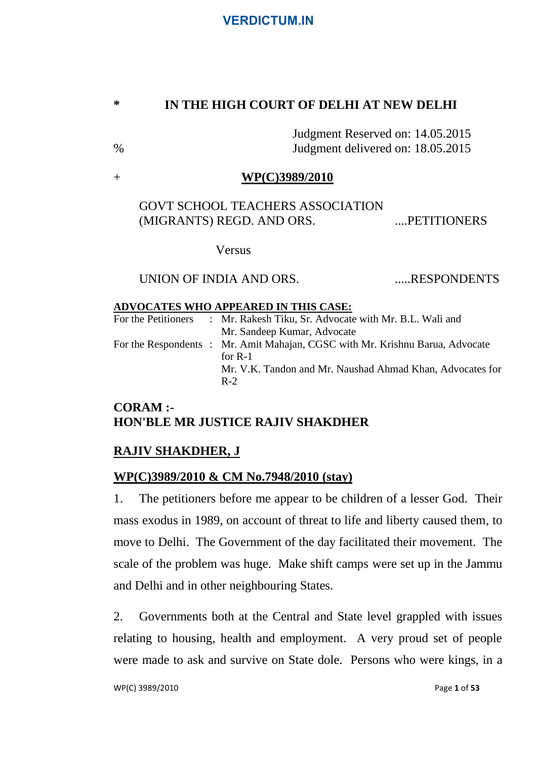\* **IN THE HIGH COURT OF DELHI AT NEW DELHI**

Judgment Reserved on: 14.05.2015

% Judgment delivered on: 18.05.2015

\+ **WP(C)3989/2010**

GOVT SCHOOL TEACHERS ASSOCIATION (MIGRANTS) REGD. AND ORS. ....PETITIONERS

Versus

UNION OF INDIA AND ORS. .....RESPONDENTS

**ADVOCATES WHO APPEARED IN THIS CASE:**

For the Petitioners : Mr. Rakesh Tiku, Sr. Advocate with Mr. B.L. Wali and Mr. Sandeep Kumar, Advocate

For the Respondents : Mr. Amit Mahajan, CGSC with Mr. Krishnu Barua, Advocate for R-1
Mr. V.K. Tandon and Mr. Naushad Ahmad Khan, Advocates for R-2

**CORAM :-**
**HON'BLE MR JUSTICE RAJIV SHAKDHER**

**RAJIV SHAKDHER, J**

**WP(C)3989/2010 & CM No.7948/2010 (stay)**

1. The petitioners before me appear to be children of a lesser God. Their mass exodus in 1989, on account of threat to life and liberty caused them, to move to Delhi. The Government of the day facilitated their movement. The scale of the problem was huge. Make shift camps were set up in the Jammu and Delhi and in other neighbouring States.

2. Governments both at the Central and State level grappled with issues relating to housing, health and employment. A very proud set of people were made to ask and survive on State dole. Persons who were kings, in a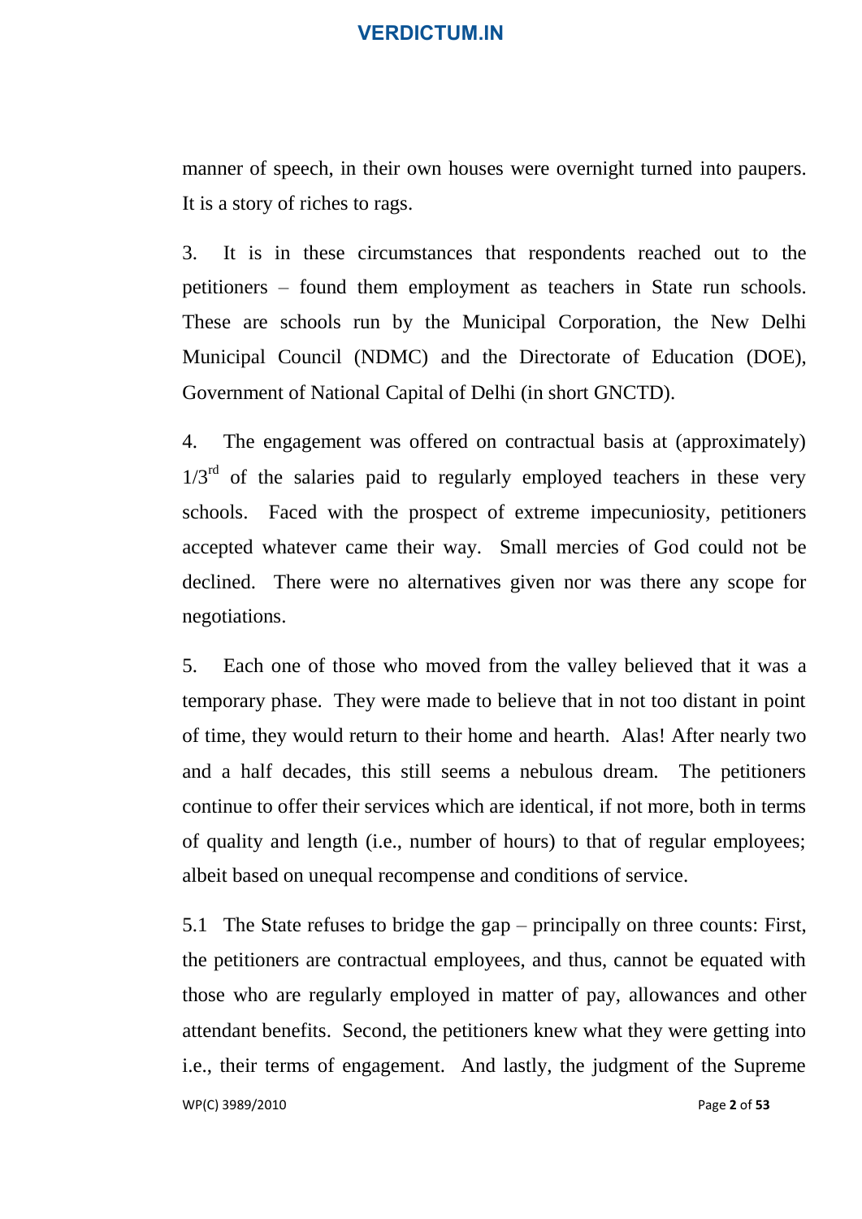manner of speech, in their own houses were overnight turned into paupers. It is a story of riches to rags.

3. It is in these circumstances that respondents reached out to the petitioners – found them employment as teachers in State run schools. These are schools run by the Municipal Corporation, the New Delhi Municipal Council (NDMC) and the Directorate of Education (DOE), Government of National Capital of Delhi (in short GNCTD).

4. The engagement was offered on contractual basis at (approximately) 1/3rd of the salaries paid to regularly employed teachers in these very schools. Faced with the prospect of extreme impecuniosity, petitioners accepted whatever came their way. Small mercies of God could not be declined. There were no alternatives given nor was there any scope for negotiations.

5. Each one of those who moved from the valley believed that it was a temporary phase. They were made to believe that in not too distant in point of time, they would return to their home and hearth. Alas! After nearly two and a half decades, this still seems a nebulous dream. The petitioners continue to offer their services which are identical, if not more, both in terms of quality and length (i.e., number of hours) to that of regular employees; albeit based on unequal recompense and conditions of service.

5.1 The State refuses to bridge the gap – principally on three counts: First, the petitioners are contractual employees, and thus, cannot be equated with those who are regularly employed in matter of pay, allowances and other attendant benefits. Second, the petitioners knew what they were getting into i.e., their terms of engagement. And lastly, the judgment of the Supreme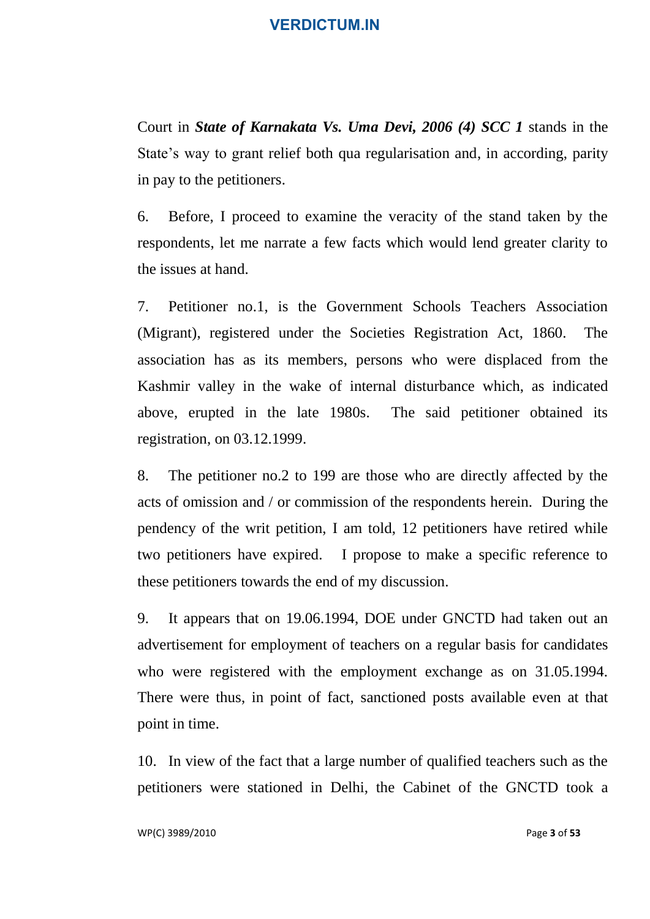Court in ***State of Karnakata Vs. Uma Devi, 2006 (4) SCC 1*** stands in the State's way to grant relief both qua regularisation and, in according, parity in pay to the petitioners.

6. Before, I proceed to examine the veracity of the stand taken by the respondents, let me narrate a few facts which would lend greater clarity to the issues at hand.

7. Petitioner no.1, is the Government Schools Teachers Association (Migrant), registered under the Societies Registration Act, 1860. The association has as its members, persons who were displaced from the Kashmir valley in the wake of internal disturbance which, as indicated above, erupted in the late 1980s. The said petitioner obtained its registration, on 03.12.1999.

8. The petitioner no.2 to 199 are those who are directly affected by the acts of omission and / or commission of the respondents herein. During the pendency of the writ petition, I am told, 12 petitioners have retired while two petitioners have expired. I propose to make a specific reference to these petitioners towards the end of my discussion.

9. It appears that on 19.06.1994, DOE under GNCTD had taken out an advertisement for employment of teachers on a regular basis for candidates who were registered with the employment exchange as on 31.05.1994. There were thus, in point of fact, sanctioned posts available even at that point in time.

10. In view of the fact that a large number of qualified teachers such as the petitioners were stationed in Delhi, the Cabinet of the GNCTD took a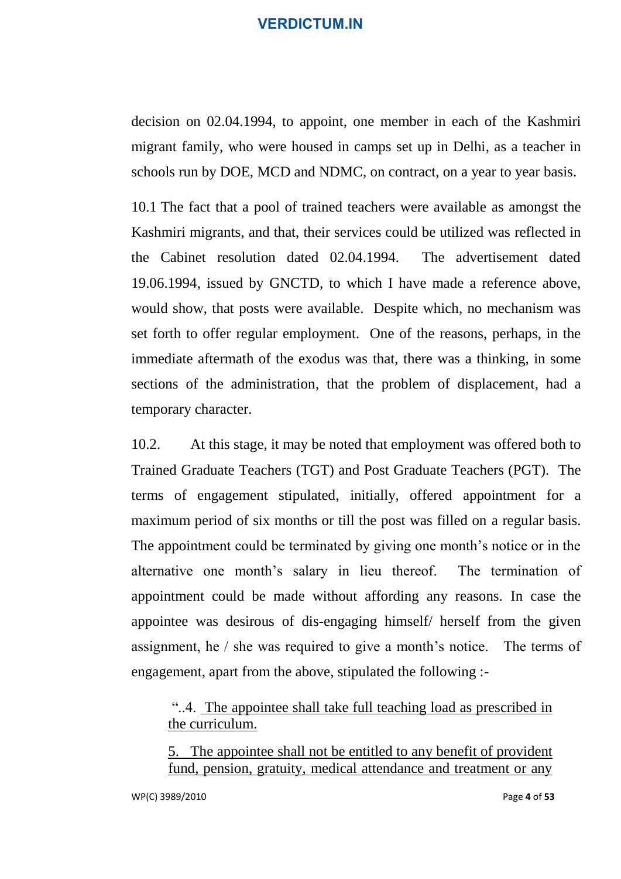decision on 02.04.1994, to appoint, one member in each of the Kashmiri migrant family, who were housed in camps set up in Delhi, as a teacher in schools run by DOE, MCD and NDMC, on contract, on a year to year basis.

10.1 The fact that a pool of trained teachers were available as amongst the Kashmiri migrants, and that, their services could be utilized was reflected in the Cabinet resolution dated 02.04.1994. The advertisement dated 19.06.1994, issued by GNCTD, to which I have made a reference above, would show, that posts were available. Despite which, no mechanism was set forth to offer regular employment. One of the reasons, perhaps, in the immediate aftermath of the exodus was that, there was a thinking, in some sections of the administration, that the problem of displacement, had a temporary character.

10.2. At this stage, it may be noted that employment was offered both to Trained Graduate Teachers (TGT) and Post Graduate Teachers (PGT). The terms of engagement stipulated, initially, offered appointment for a maximum period of six months or till the post was filled on a regular basis. The appointment could be terminated by giving one month's notice or in the alternative one month's salary in lieu thereof. The termination of appointment could be made without affording any reasons. In case the appointee was desirous of dis-engaging himself/ herself from the given assignment, he / she was required to give a month's notice. The terms of engagement, apart from the above, stipulated the following :-

> "..4. The appointee shall take full teaching load as prescribed in the curriculum.
>
> 5. The appointee shall not be entitled to any benefit of provident fund, pension, gratuity, medical attendance and treatment or any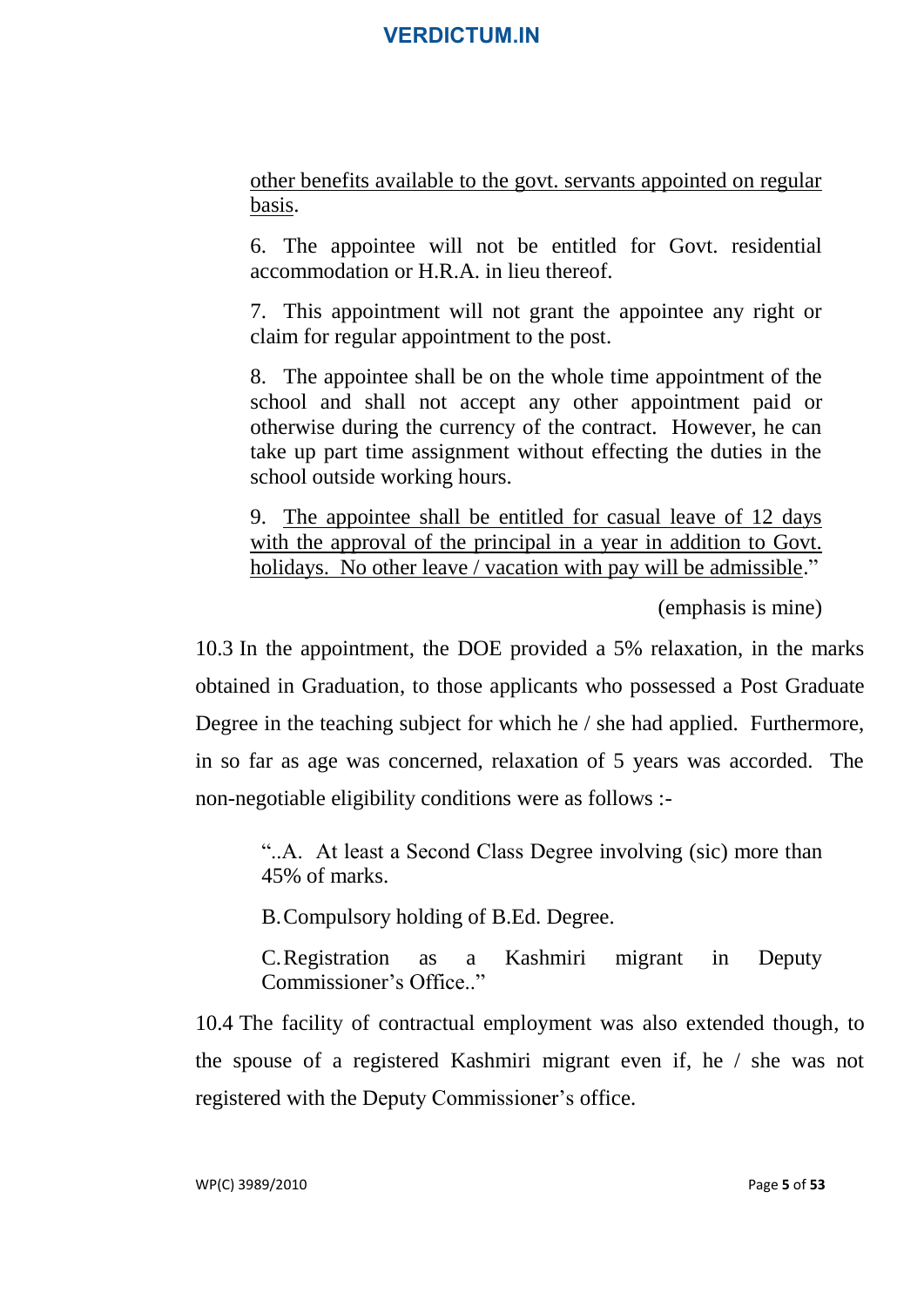> other benefits available to the govt. servants appointed on regular basis.
>
> 6. The appointee will not be entitled for Govt. residential accommodation or H.R.A. in lieu thereof.
>
> 7. This appointment will not grant the appointee any right or claim for regular appointment to the post.
>
> 8. The appointee shall be on the whole time appointment of the school and shall not accept any other appointment paid or otherwise during the currency of the contract. However, he can take up part time assignment without effecting the duties in the school outside working hours.
>
> 9. The appointee shall be entitled for casual leave of 12 days with the approval of the principal in a year in addition to Govt. holidays. No other leave / vacation with pay will be admissible."
>
> (emphasis is mine)

10.3 In the appointment, the DOE provided a 5% relaxation, in the marks obtained in Graduation, to those applicants who possessed a Post Graduate Degree in the teaching subject for which he / she had applied. Furthermore, in so far as age was concerned, relaxation of 5 years was accorded. The non-negotiable eligibility conditions were as follows :-

> "..A. At least a Second Class Degree involving (sic) more than 45% of marks.
>
> B. Compulsory holding of B.Ed. Degree.
>
> C. Registration as a Kashmiri migrant in Deputy Commissioner's Office.."

10.4 The facility of contractual employment was also extended though, to the spouse of a registered Kashmiri migrant even if, he / she was not registered with the Deputy Commissioner's office.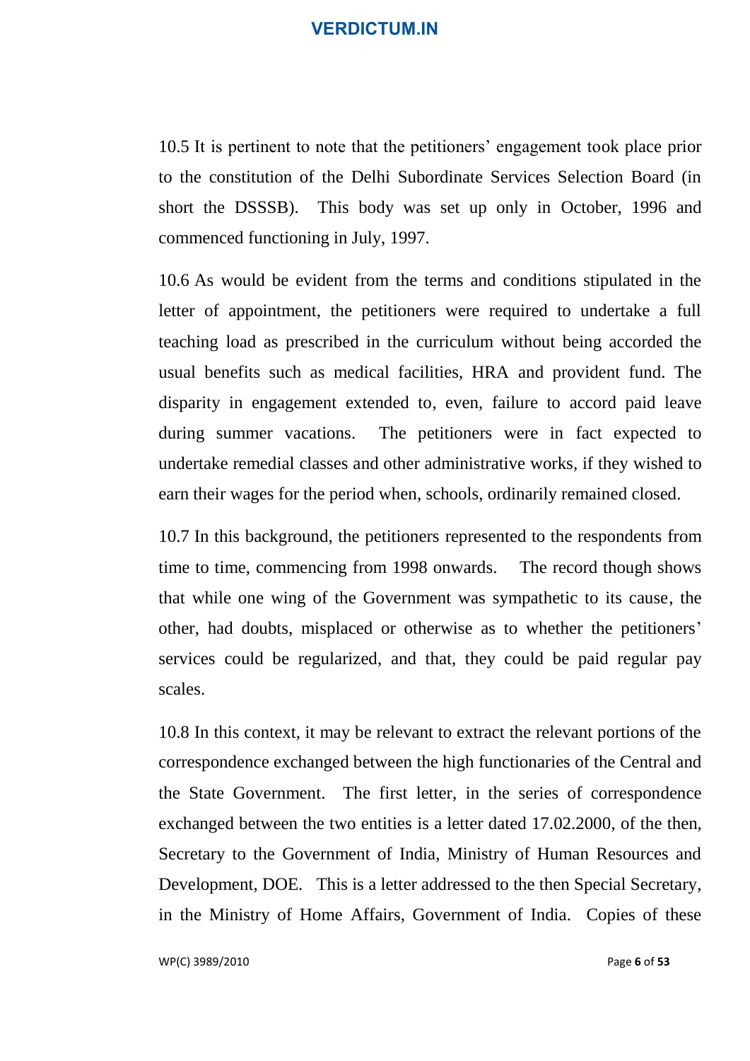10.5 It is pertinent to note that the petitioners' engagement took place prior to the constitution of the Delhi Subordinate Services Selection Board (in short the DSSSB). This body was set up only in October, 1996 and commenced functioning in July, 1997.

10.6 As would be evident from the terms and conditions stipulated in the letter of appointment, the petitioners were required to undertake a full teaching load as prescribed in the curriculum without being accorded the usual benefits such as medical facilities, HRA and provident fund. The disparity in engagement extended to, even, failure to accord paid leave during summer vacations. The petitioners were in fact expected to undertake remedial classes and other administrative works, if they wished to earn their wages for the period when, schools, ordinarily remained closed.

10.7 In this background, the petitioners represented to the respondents from time to time, commencing from 1998 onwards. The record though shows that while one wing of the Government was sympathetic to its cause, the other, had doubts, misplaced or otherwise as to whether the petitioners' services could be regularized, and that, they could be paid regular pay scales.

10.8 In this context, it may be relevant to extract the relevant portions of the correspondence exchanged between the high functionaries of the Central and the State Government. The first letter, in the series of correspondence exchanged between the two entities is a letter dated 17.02.2000, of the then, Secretary to the Government of India, Ministry of Human Resources and Development, DOE. This is a letter addressed to the then Special Secretary, in the Ministry of Home Affairs, Government of India. Copies of these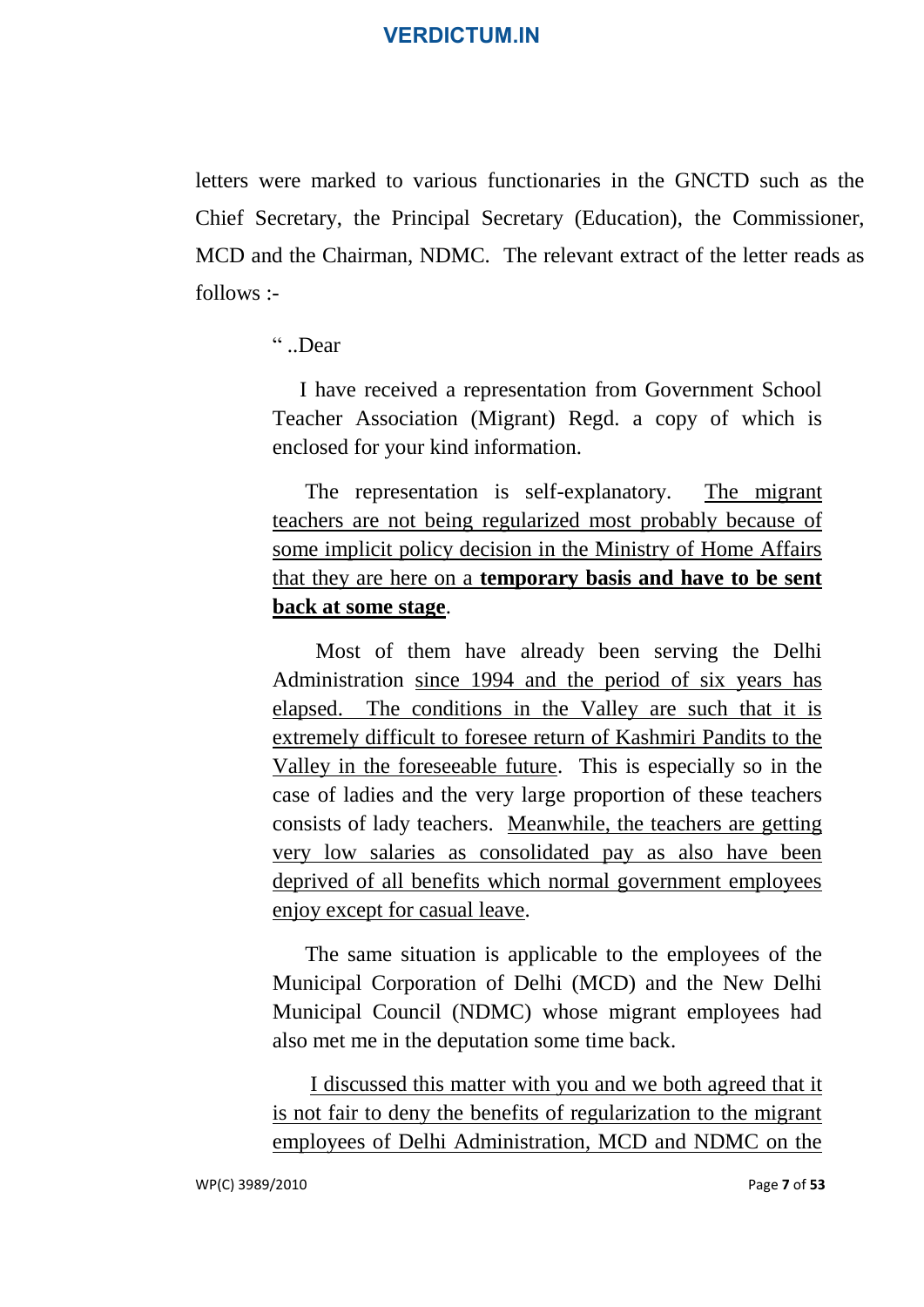letters were marked to various functionaries in the GNCTD such as the Chief Secretary, the Principal Secretary (Education), the Commissioner, MCD and the Chairman, NDMC. The relevant extract of the letter reads as follows :-

> " ..Dear
>
> I have received a representation from Government School Teacher Association (Migrant) Regd. a copy of which is enclosed for your kind information.
>
> The representation is self-explanatory. <u>The migrant teachers are not being regularized most probably because of some implicit policy decision in the Ministry of Home Affairs that they are here on a **temporary basis and have to be sent back at some stage**</u>.
>
> Most of them have already been serving the Delhi Administration <u>since 1994 and the period of six years has elapsed. The conditions in the Valley are such that it is extremely difficult to foresee return of Kashmiri Pandits to the Valley in the foreseeable future</u>. This is especially so in the case of ladies and the very large proportion of these teachers consists of lady teachers. <u>Meanwhile, the teachers are getting very low salaries as consolidated pay as also have been deprived of all benefits which normal government employees enjoy except for casual leave</u>.
>
> The same situation is applicable to the employees of the Municipal Corporation of Delhi (MCD) and the New Delhi Municipal Council (NDMC) whose migrant employees had also met me in the deputation some time back.
>
> <u>I discussed this matter with you and we both agreed that it is not fair to deny the benefits of regularization to the migrant employees of Delhi Administration, MCD and NDMC on the</u>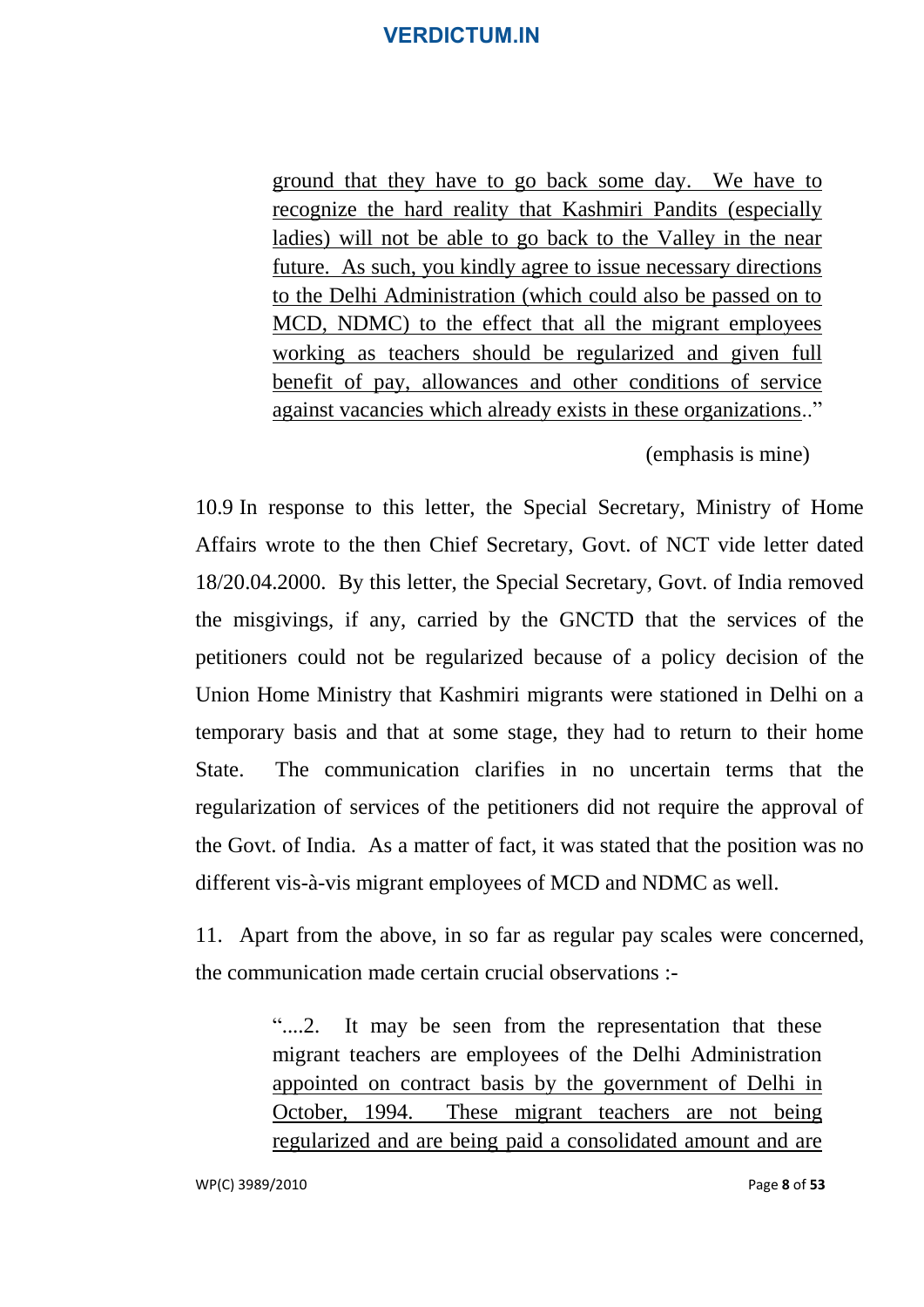> ground that they have to go back some day. We have to recognize the hard reality that Kashmiri Pandits (especially ladies) will not be able to go back to the Valley in the near future. As such, you kindly agree to issue necessary directions to the Delhi Administration (which could also be passed on to MCD, NDMC) to the effect that all the migrant employees working as teachers should be regularized and given full benefit of pay, allowances and other conditions of service against vacancies which already exists in these organizations.."
>
> (emphasis is mine)

10.9 In response to this letter, the Special Secretary, Ministry of Home Affairs wrote to the then Chief Secretary, Govt. of NCT vide letter dated 18/20.04.2000. By this letter, the Special Secretary, Govt. of India removed the misgivings, if any, carried by the GNCTD that the services of the petitioners could not be regularized because of a policy decision of the Union Home Ministry that Kashmiri migrants were stationed in Delhi on a temporary basis and that at some stage, they had to return to their home State. The communication clarifies in no uncertain terms that the regularization of services of the petitioners did not require the approval of the Govt. of India. As a matter of fact, it was stated that the position was no different vis-à-vis migrant employees of MCD and NDMC as well.

11. Apart from the above, in so far as regular pay scales were concerned, the communication made certain crucial observations :-

> "....2. It may be seen from the representation that these migrant teachers are employees of the Delhi Administration appointed on contract basis by the government of Delhi in October, 1994. These migrant teachers are not being regularized and are being paid a consolidated amount and are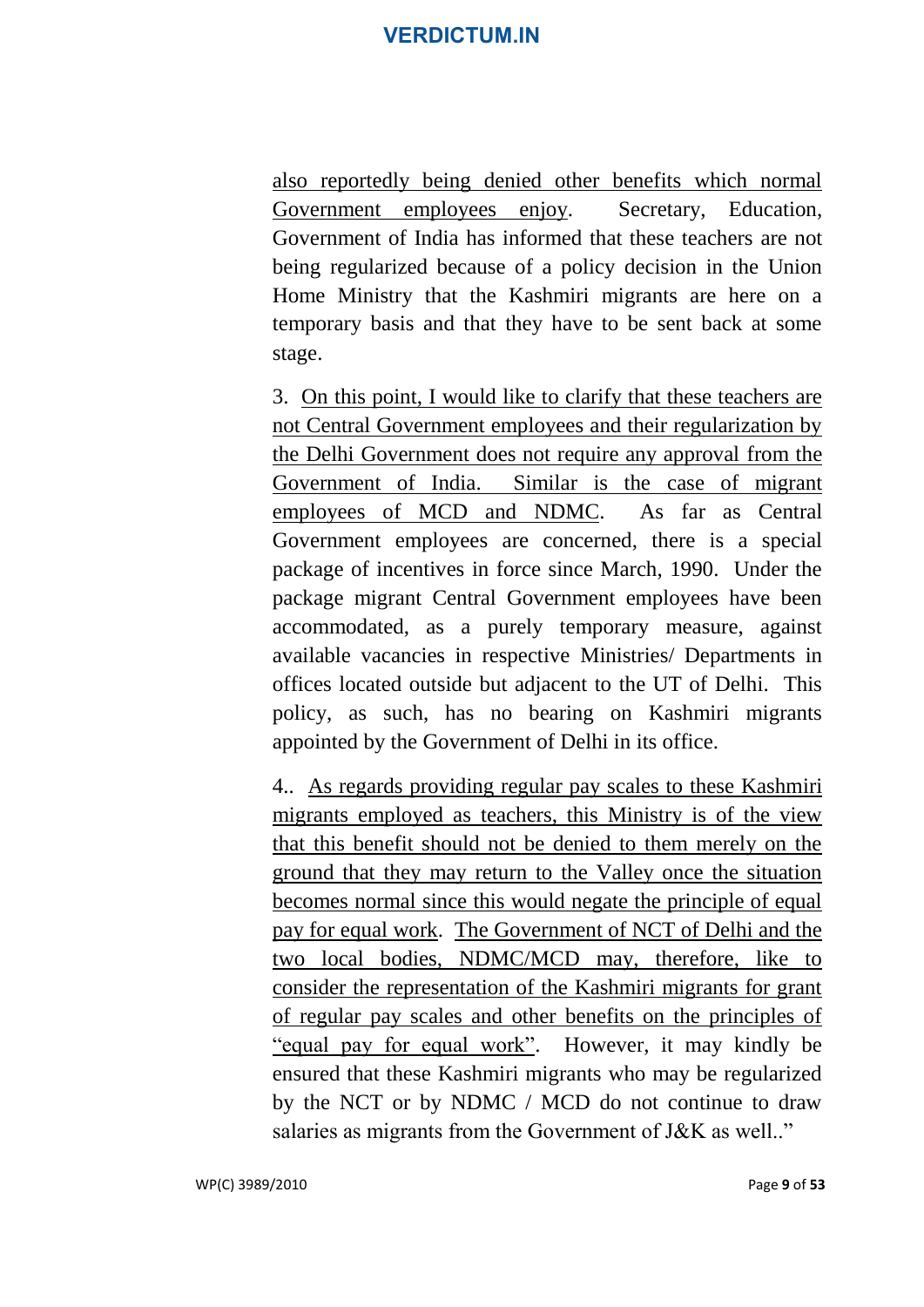also reportedly being denied other benefits which normal Government employees enjoy. Secretary, Education, Government of India has informed that these teachers are not being regularized because of a policy decision in the Union Home Ministry that the Kashmiri migrants are here on a temporary basis and that they have to be sent back at some stage.

3. On this point, I would like to clarify that these teachers are not Central Government employees and their regularization by the Delhi Government does not require any approval from the Government of India. Similar is the case of migrant employees of MCD and NDMC. As far as Central Government employees are concerned, there is a special package of incentives in force since March, 1990. Under the package migrant Central Government employees have been accommodated, as a purely temporary measure, against available vacancies in respective Ministries/ Departments in offices located outside but adjacent to the UT of Delhi. This policy, as such, has no bearing on Kashmiri migrants appointed by the Government of Delhi in its office.

4.. As regards providing regular pay scales to these Kashmiri migrants employed as teachers, this Ministry is of the view that this benefit should not be denied to them merely on the ground that they may return to the Valley once the situation becomes normal since this would negate the principle of equal pay for equal work. The Government of NCT of Delhi and the two local bodies, NDMC/MCD may, therefore, like to consider the representation of the Kashmiri migrants for grant of regular pay scales and other benefits on the principles of "equal pay for equal work". However, it may kindly be ensured that these Kashmiri migrants who may be regularized by the NCT or by NDMC / MCD do not continue to draw salaries as migrants from the Government of J&K as well.."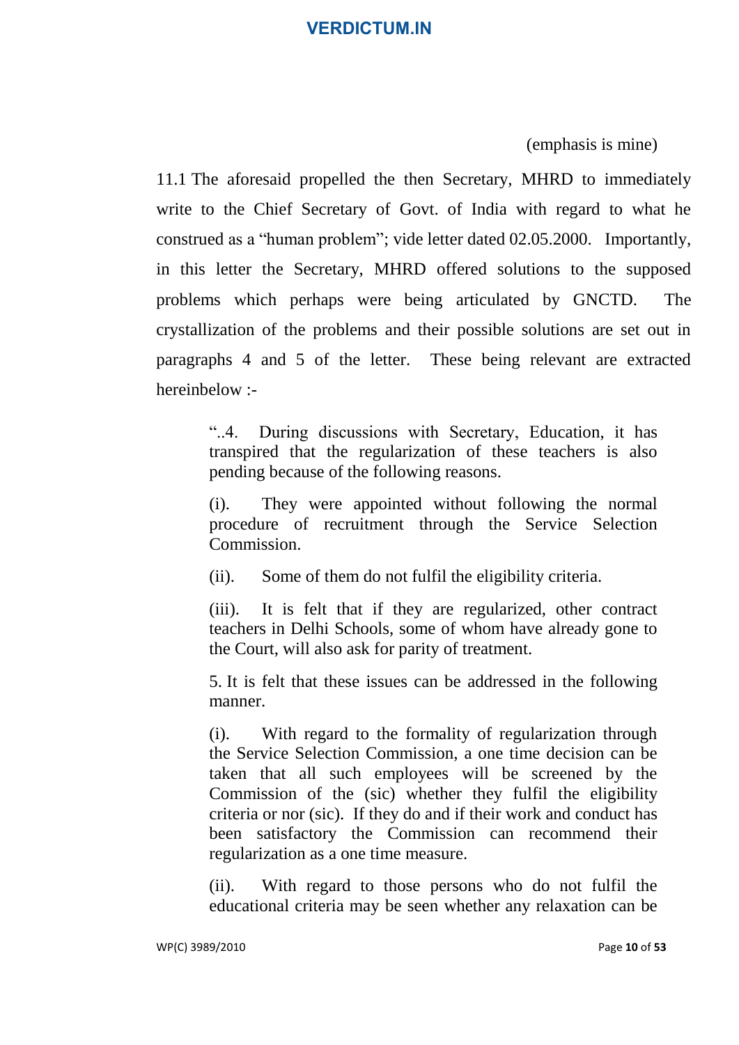(emphasis is mine)

11.1 The aforesaid propelled the then Secretary, MHRD to immediately write to the Chief Secretary of Govt. of India with regard to what he construed as a "human problem"; vide letter dated 02.05.2000. Importantly, in this letter the Secretary, MHRD offered solutions to the supposed problems which perhaps were being articulated by GNCTD. The crystallization of the problems and their possible solutions are set out in paragraphs 4 and 5 of the letter. These being relevant are extracted hereinbelow :-

> "..4. During discussions with Secretary, Education, it has transpired that the regularization of these teachers is also pending because of the following reasons.
>
> (i). They were appointed without following the normal procedure of recruitment through the Service Selection Commission.
>
> (ii). Some of them do not fulfil the eligibility criteria.
>
> (iii). It is felt that if they are regularized, other contract teachers in Delhi Schools, some of whom have already gone to the Court, will also ask for parity of treatment.
>
> 5. It is felt that these issues can be addressed in the following manner.
>
> (i). With regard to the formality of regularization through the Service Selection Commission, a one time decision can be taken that all such employees will be screened by the Commission of the (sic) whether they fulfil the eligibility criteria or nor (sic). If they do and if their work and conduct has been satisfactory the Commission can recommend their regularization as a one time measure.
>
> (ii). With regard to those persons who do not fulfil the educational criteria may be seen whether any relaxation can be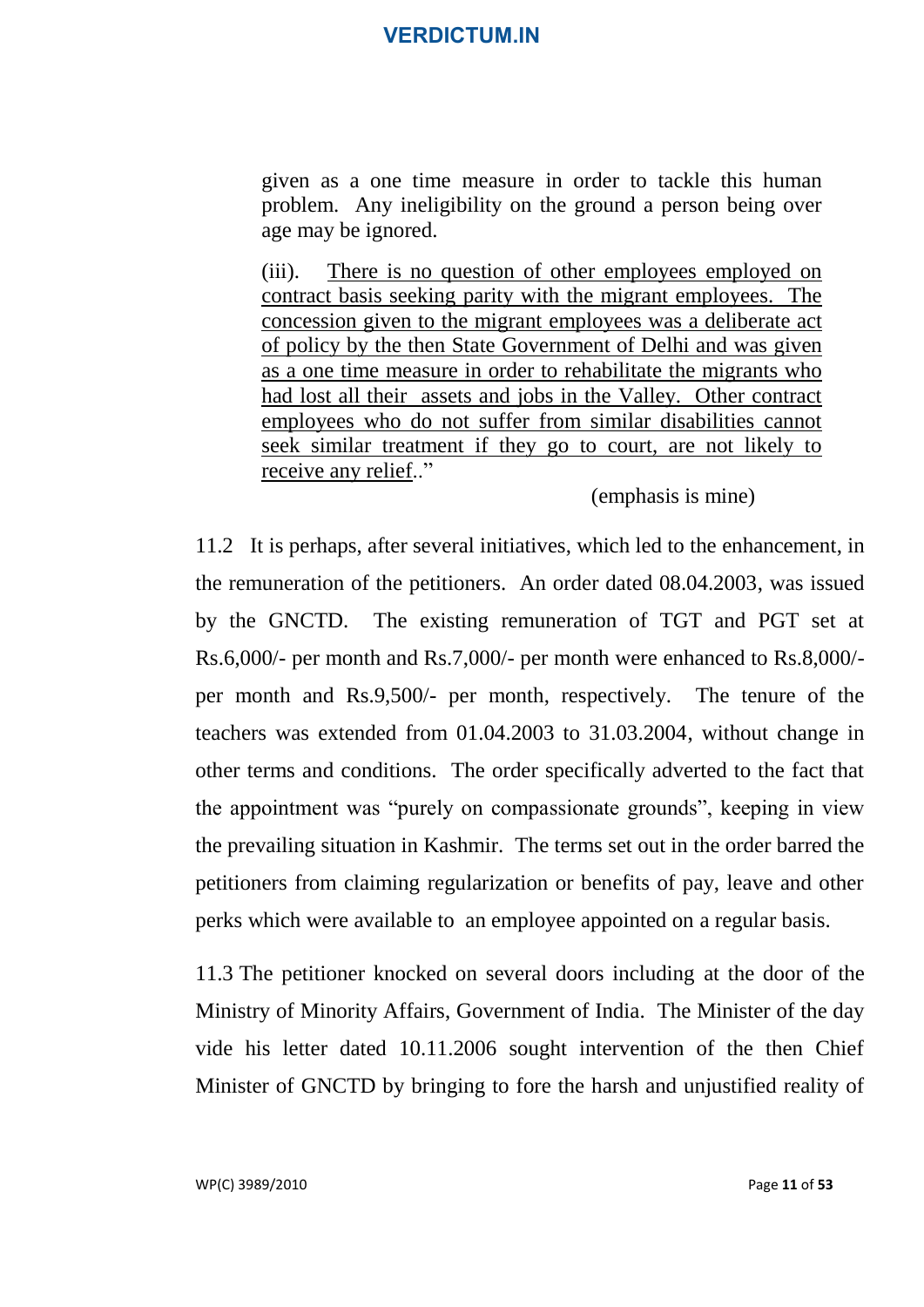given as a one time measure in order to tackle this human problem. Any ineligibility on the ground a person being over age may be ignored.

(iii). <u>There is no question of other employees employed on contract basis seeking parity with the migrant employees. The concession given to the migrant employees was a deliberate act of policy by the then State Government of Delhi and was given as a one time measure in order to rehabilitate the migrants who had lost all their assets and jobs in the Valley. Other contract employees who do not suffer from similar disabilities cannot seek similar treatment if they go to court, are not likely to receive any relief</u>.."

(emphasis is mine)

11.2 It is perhaps, after several initiatives, which led to the enhancement, in the remuneration of the petitioners. An order dated 08.04.2003, was issued by the GNCTD. The existing remuneration of TGT and PGT set at Rs.6,000/- per month and Rs.7,000/- per month were enhanced to Rs.8,000/- per month and Rs.9,500/- per month, respectively. The tenure of the teachers was extended from 01.04.2003 to 31.03.2004, without change in other terms and conditions. The order specifically adverted to the fact that the appointment was "purely on compassionate grounds", keeping in view the prevailing situation in Kashmir. The terms set out in the order barred the petitioners from claiming regularization or benefits of pay, leave and other perks which were available to an employee appointed on a regular basis.

11.3 The petitioner knocked on several doors including at the door of the Ministry of Minority Affairs, Government of India. The Minister of the day vide his letter dated 10.11.2006 sought intervention of the then Chief Minister of GNCTD by bringing to fore the harsh and unjustified reality of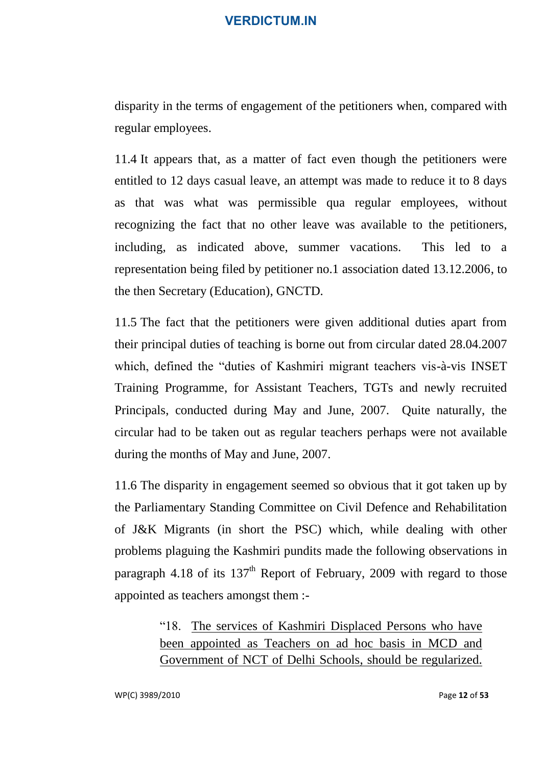disparity in the terms of engagement of the petitioners when, compared with regular employees.

11.4 It appears that, as a matter of fact even though the petitioners were entitled to 12 days casual leave, an attempt was made to reduce it to 8 days as that was what was permissible qua regular employees, without recognizing the fact that no other leave was available to the petitioners, including, as indicated above, summer vacations. This led to a representation being filed by petitioner no.1 association dated 13.12.2006, to the then Secretary (Education), GNCTD.

11.5 The fact that the petitioners were given additional duties apart from their principal duties of teaching is borne out from circular dated 28.04.2007 which, defined the "duties of Kashmiri migrant teachers vis-à-vis INSET Training Programme, for Assistant Teachers, TGTs and newly recruited Principals, conducted during May and June, 2007. Quite naturally, the circular had to be taken out as regular teachers perhaps were not available during the months of May and June, 2007.

11.6 The disparity in engagement seemed so obvious that it got taken up by the Parliamentary Standing Committee on Civil Defence and Rehabilitation of J&K Migrants (in short the PSC) which, while dealing with other problems plaguing the Kashmiri pundits made the following observations in paragraph 4.18 of its 137th Report of February, 2009 with regard to those appointed as teachers amongst them :-

> "18. The services of Kashmiri Displaced Persons who have been appointed as Teachers on ad hoc basis in MCD and Government of NCT of Delhi Schools, should be regularized.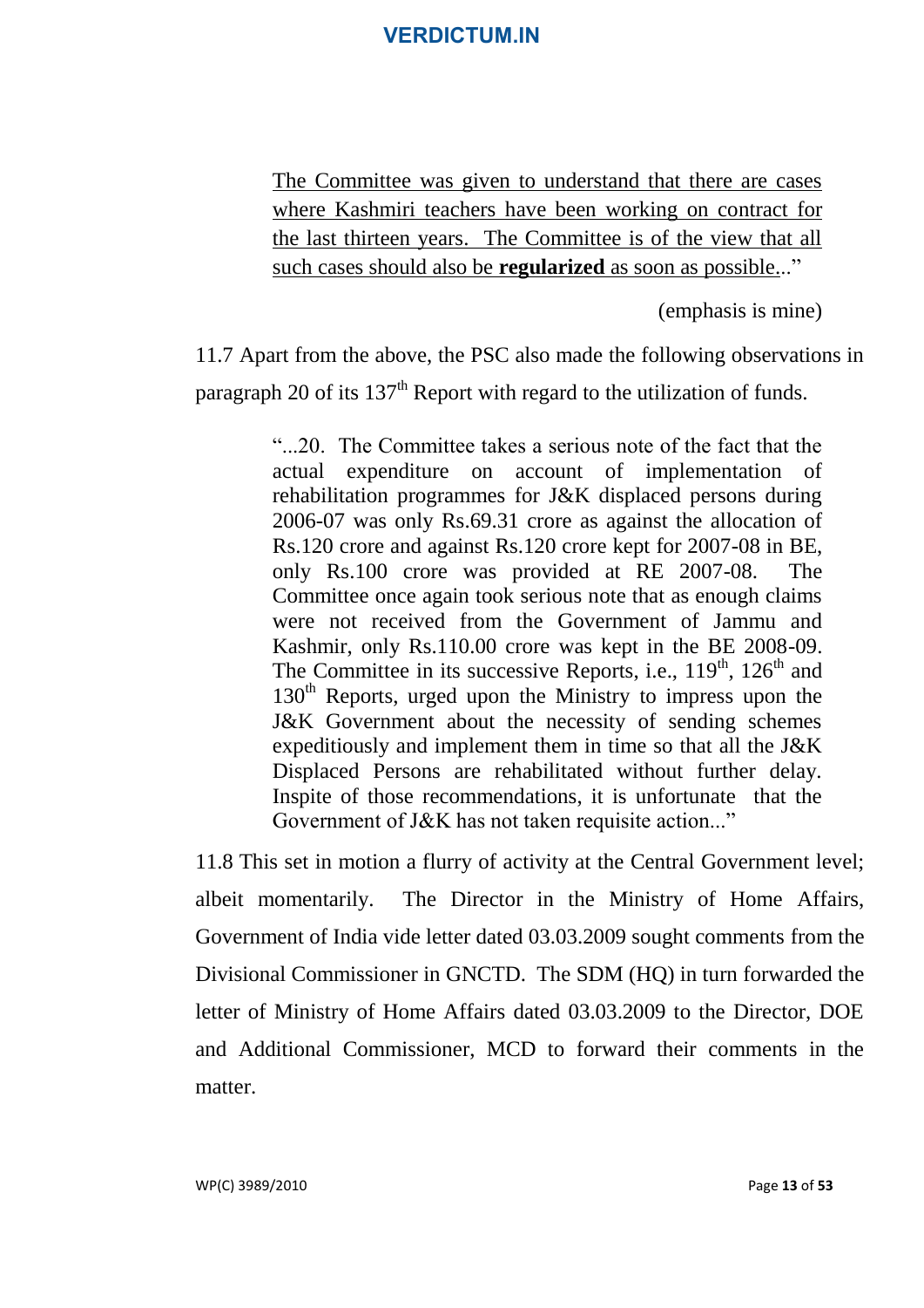> <u>The Committee was given to understand that there are cases where Kashmiri teachers have been working on contract for the last thirteen years. The Committee is of the view that all such cases should also be **regularized** as soon as possible.</u>.."
>
> (emphasis is mine)

11.7 Apart from the above, the PSC also made the following observations in paragraph 20 of its 137th Report with regard to the utilization of funds.

> "...20. The Committee takes a serious note of the fact that the actual expenditure on account of implementation of rehabilitation programmes for J&K displaced persons during 2006-07 was only Rs.69.31 crore as against the allocation of Rs.120 crore and against Rs.120 crore kept for 2007-08 in BE, only Rs.100 crore was provided at RE 2007-08. The Committee once again took serious note that as enough claims were not received from the Government of Jammu and Kashmir, only Rs.110.00 crore was kept in the BE 2008-09. The Committee in its successive Reports, i.e., 119th, 126th and 130th Reports, urged upon the Ministry to impress upon the J&K Government about the necessity of sending schemes expeditiously and implement them in time so that all the J&K Displaced Persons are rehabilitated without further delay. Inspite of those recommendations, it is unfortunate that the Government of J&K has not taken requisite action..."

11.8 This set in motion a flurry of activity at the Central Government level; albeit momentarily. The Director in the Ministry of Home Affairs, Government of India vide letter dated 03.03.2009 sought comments from the Divisional Commissioner in GNCTD. The SDM (HQ) in turn forwarded the letter of Ministry of Home Affairs dated 03.03.2009 to the Director, DOE and Additional Commissioner, MCD to forward their comments in the matter.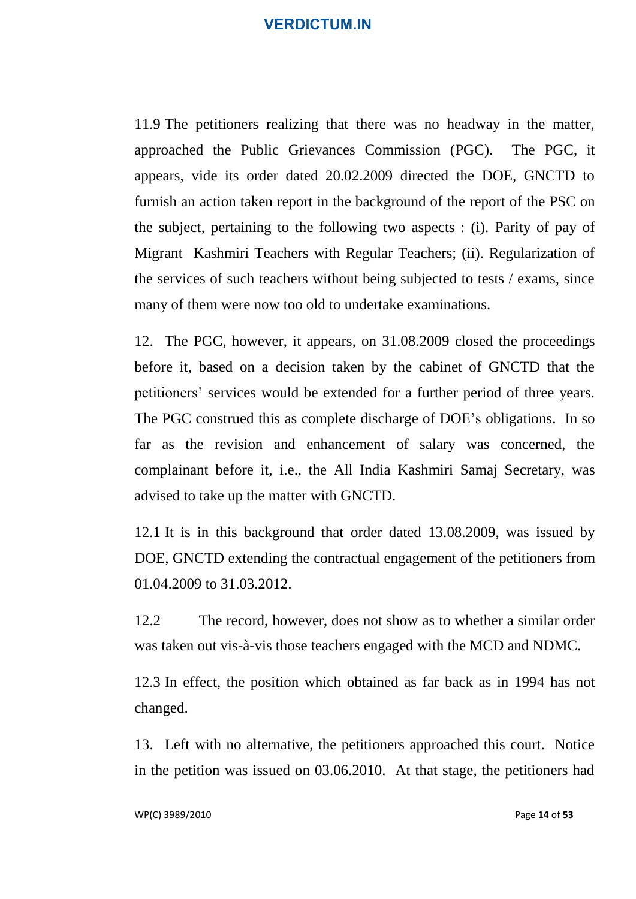11.9 The petitioners realizing that there was no headway in the matter, approached the Public Grievances Commission (PGC). The PGC, it appears, vide its order dated 20.02.2009 directed the DOE, GNCTD to furnish an action taken report in the background of the report of the PSC on the subject, pertaining to the following two aspects : (i). Parity of pay of Migrant Kashmiri Teachers with Regular Teachers; (ii). Regularization of the services of such teachers without being subjected to tests / exams, since many of them were now too old to undertake examinations.

12. The PGC, however, it appears, on 31.08.2009 closed the proceedings before it, based on a decision taken by the cabinet of GNCTD that the petitioners' services would be extended for a further period of three years. The PGC construed this as complete discharge of DOE's obligations. In so far as the revision and enhancement of salary was concerned, the complainant before it, i.e., the All India Kashmiri Samaj Secretary, was advised to take up the matter with GNCTD.

12.1 It is in this background that order dated 13.08.2009, was issued by DOE, GNCTD extending the contractual engagement of the petitioners from 01.04.2009 to 31.03.2012.

12.2 The record, however, does not show as to whether a similar order was taken out vis-à-vis those teachers engaged with the MCD and NDMC.

12.3 In effect, the position which obtained as far back as in 1994 has not changed.

13. Left with no alternative, the petitioners approached this court. Notice in the petition was issued on 03.06.2010. At that stage, the petitioners had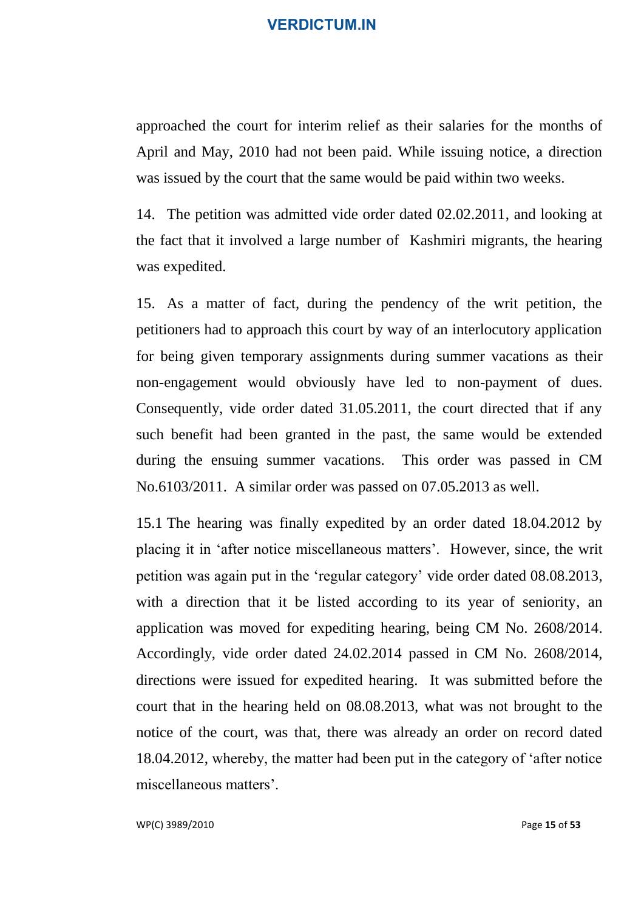approached the court for interim relief as their salaries for the months of April and May, 2010 had not been paid. While issuing notice, a direction was issued by the court that the same would be paid within two weeks.

14. The petition was admitted vide order dated 02.02.2011, and looking at the fact that it involved a large number of Kashmiri migrants, the hearing was expedited.

15. As a matter of fact, during the pendency of the writ petition, the petitioners had to approach this court by way of an interlocutory application for being given temporary assignments during summer vacations as their non-engagement would obviously have led to non-payment of dues. Consequently, vide order dated 31.05.2011, the court directed that if any such benefit had been granted in the past, the same would be extended during the ensuing summer vacations. This order was passed in CM No.6103/2011. A similar order was passed on 07.05.2013 as well.

15.1 The hearing was finally expedited by an order dated 18.04.2012 by placing it in 'after notice miscellaneous matters'. However, since, the writ petition was again put in the 'regular category' vide order dated 08.08.2013, with a direction that it be listed according to its year of seniority, an application was moved for expediting hearing, being CM No. 2608/2014. Accordingly, vide order dated 24.02.2014 passed in CM No. 2608/2014, directions were issued for expedited hearing. It was submitted before the court that in the hearing held on 08.08.2013, what was not brought to the notice of the court, was that, there was already an order on record dated 18.04.2012, whereby, the matter had been put in the category of 'after notice miscellaneous matters'.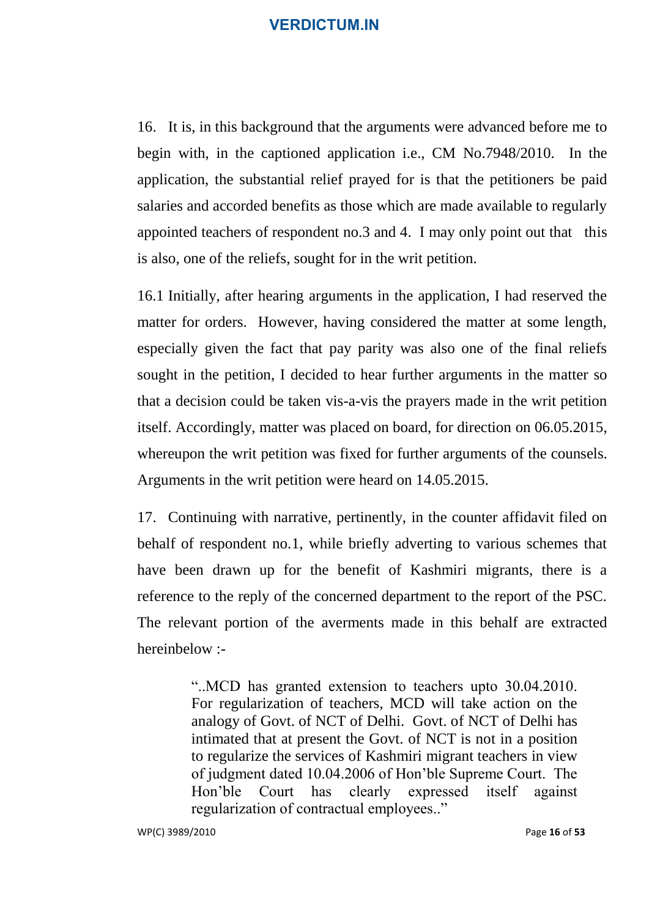16. It is, in this background that the arguments were advanced before me to begin with, in the captioned application i.e., CM No.7948/2010. In the application, the substantial relief prayed for is that the petitioners be paid salaries and accorded benefits as those which are made available to regularly appointed teachers of respondent no.3 and 4. I may only point out that this is also, one of the reliefs, sought for in the writ petition.

16.1 Initially, after hearing arguments in the application, I had reserved the matter for orders. However, having considered the matter at some length, especially given the fact that pay parity was also one of the final reliefs sought in the petition, I decided to hear further arguments in the matter so that a decision could be taken vis-a-vis the prayers made in the writ petition itself. Accordingly, matter was placed on board, for direction on 06.05.2015, whereupon the writ petition was fixed for further arguments of the counsels. Arguments in the writ petition were heard on 14.05.2015.

17. Continuing with narrative, pertinently, in the counter affidavit filed on behalf of respondent no.1, while briefly adverting to various schemes that have been drawn up for the benefit of Kashmiri migrants, there is a reference to the reply of the concerned department to the report of the PSC. The relevant portion of the averments made in this behalf are extracted hereinbelow :-

> "..MCD has granted extension to teachers upto 30.04.2010. For regularization of teachers, MCD will take action on the analogy of Govt. of NCT of Delhi. Govt. of NCT of Delhi has intimated that at present the Govt. of NCT is not in a position to regularize the services of Kashmiri migrant teachers in view of judgment dated 10.04.2006 of Hon'ble Supreme Court. The Hon'ble Court has clearly expressed itself against regularization of contractual employees.."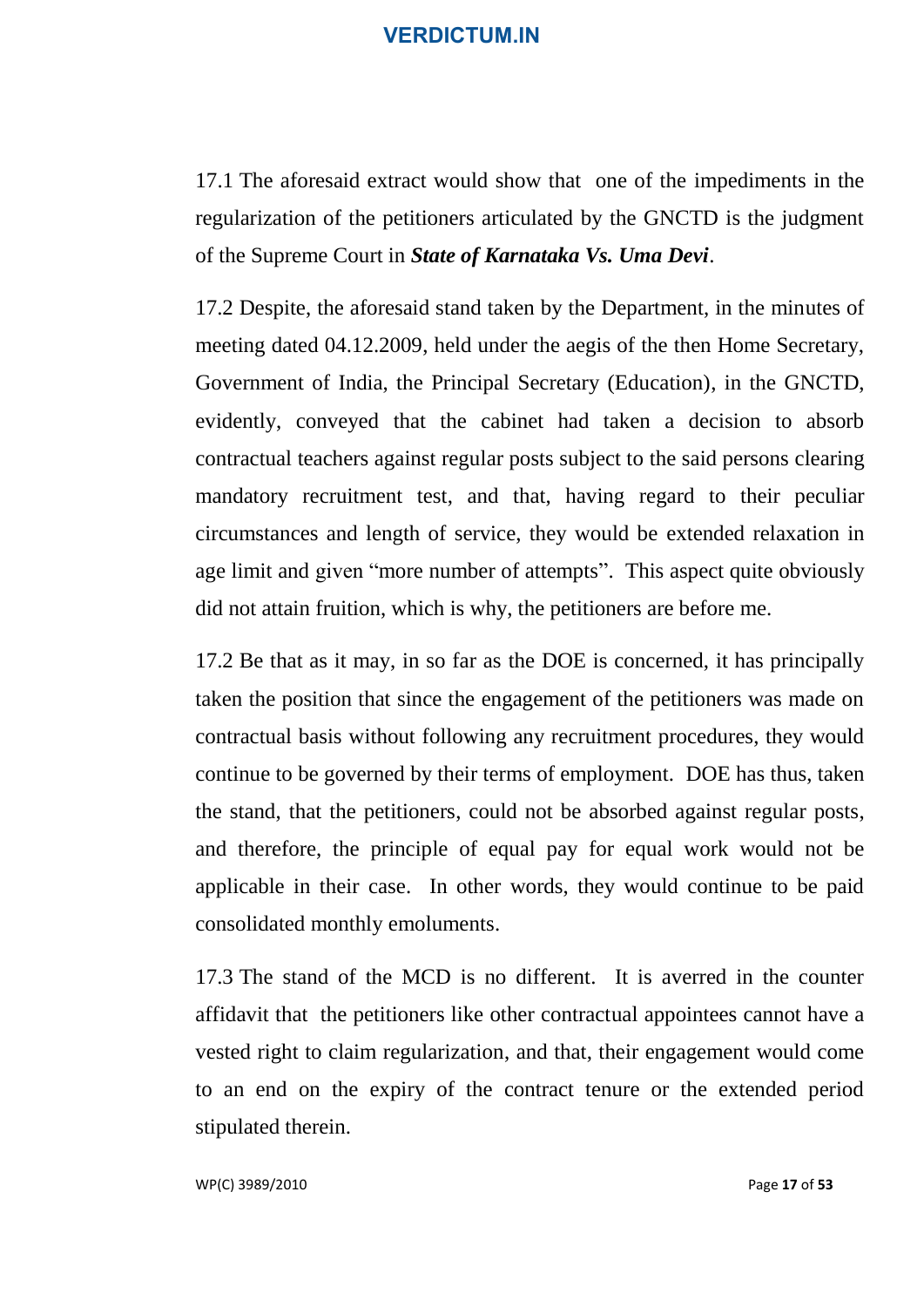17.1 The aforesaid extract would show that one of the impediments in the regularization of the petitioners articulated by the GNCTD is the judgment of the Supreme Court in ***State of Karnataka Vs. Uma Devi***.

17.2 Despite, the aforesaid stand taken by the Department, in the minutes of meeting dated 04.12.2009, held under the aegis of the then Home Secretary, Government of India, the Principal Secretary (Education), in the GNCTD, evidently, conveyed that the cabinet had taken a decision to absorb contractual teachers against regular posts subject to the said persons clearing mandatory recruitment test, and that, having regard to their peculiar circumstances and length of service, they would be extended relaxation in age limit and given "more number of attempts". This aspect quite obviously did not attain fruition, which is why, the petitioners are before me.

17.2 Be that as it may, in so far as the DOE is concerned, it has principally taken the position that since the engagement of the petitioners was made on contractual basis without following any recruitment procedures, they would continue to be governed by their terms of employment. DOE has thus, taken the stand, that the petitioners, could not be absorbed against regular posts, and therefore, the principle of equal pay for equal work would not be applicable in their case. In other words, they would continue to be paid consolidated monthly emoluments.

17.3 The stand of the MCD is no different. It is averred in the counter affidavit that the petitioners like other contractual appointees cannot have a vested right to claim regularization, and that, their engagement would come to an end on the expiry of the contract tenure or the extended period stipulated therein.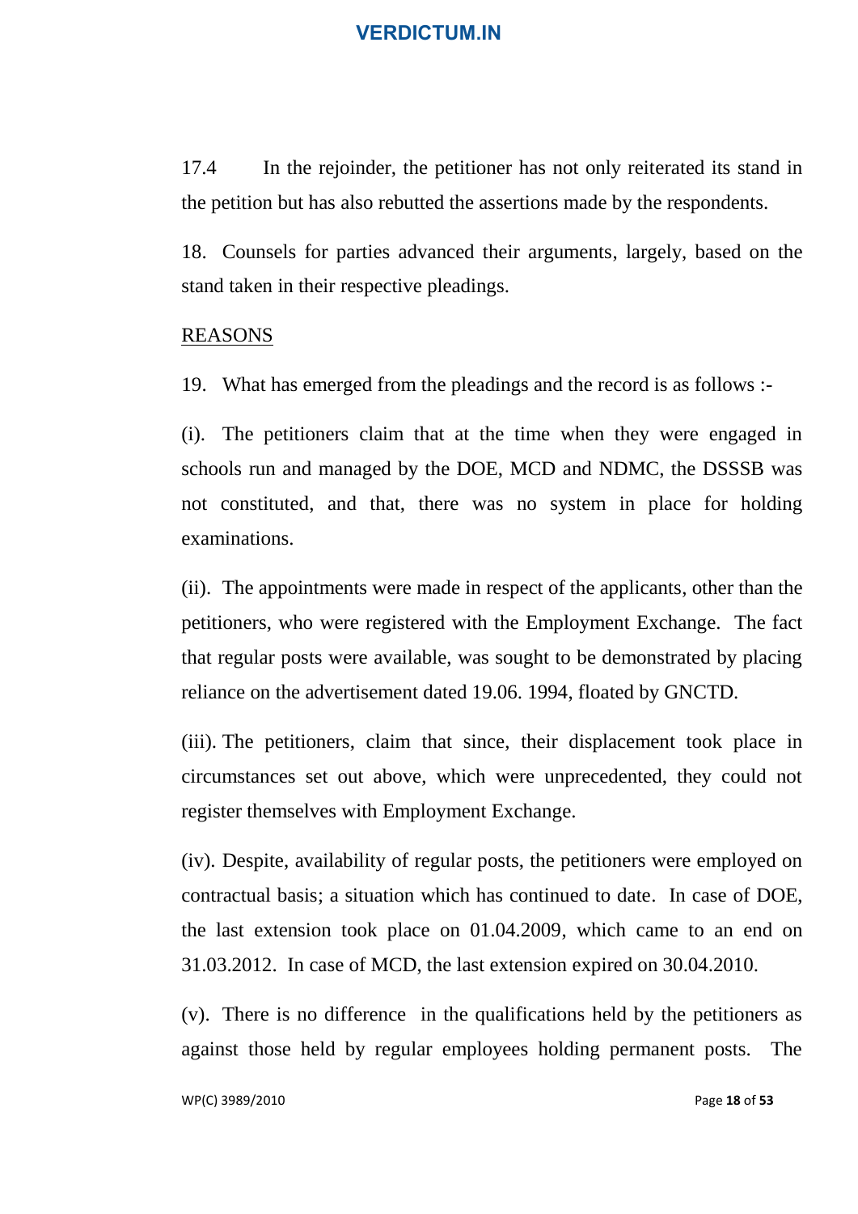17.4 In the rejoinder, the petitioner has not only reiterated its stand in the petition but has also rebutted the assertions made by the respondents.

18. Counsels for parties advanced their arguments, largely, based on the stand taken in their respective pleadings.

<u>REASONS</u>

19. What has emerged from the pleadings and the record is as follows :-

(i). The petitioners claim that at the time when they were engaged in schools run and managed by the DOE, MCD and NDMC, the DSSSB was not constituted, and that, there was no system in place for holding examinations.

(ii). The appointments were made in respect of the applicants, other than the petitioners, who were registered with the Employment Exchange. The fact that regular posts were available, was sought to be demonstrated by placing reliance on the advertisement dated 19.06. 1994, floated by GNCTD.

(iii). The petitioners, claim that since, their displacement took place in circumstances set out above, which were unprecedented, they could not register themselves with Employment Exchange.

(iv). Despite, availability of regular posts, the petitioners were employed on contractual basis; a situation which has continued to date. In case of DOE, the last extension took place on 01.04.2009, which came to an end on 31.03.2012. In case of MCD, the last extension expired on 30.04.2010.

(v). There is no difference in the qualifications held by the petitioners as against those held by regular employees holding permanent posts. The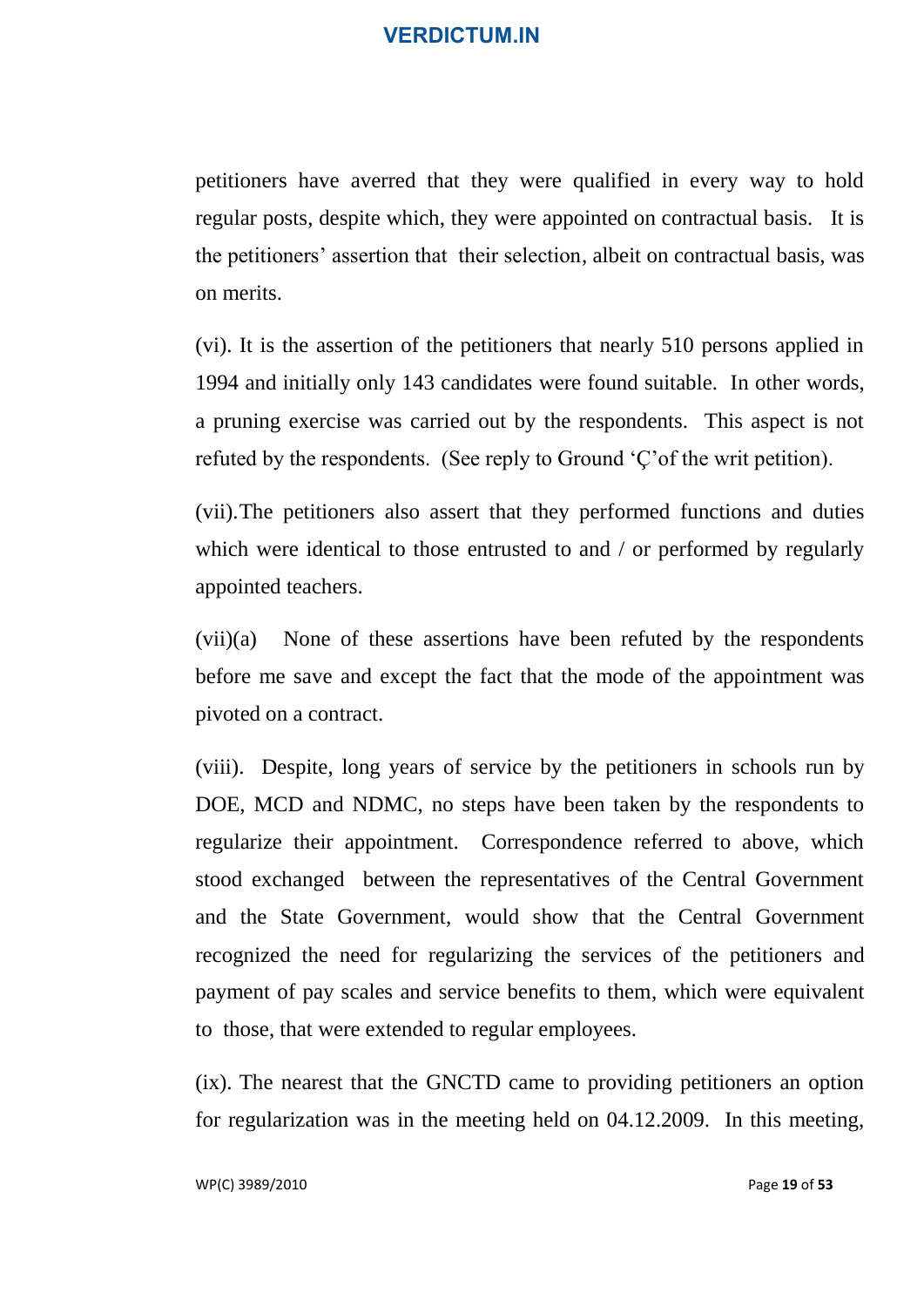petitioners have averred that they were qualified in every way to hold regular posts, despite which, they were appointed on contractual basis. It is the petitioners' assertion that their selection, albeit on contractual basis, was on merits.

(vi). It is the assertion of the petitioners that nearly 510 persons applied in 1994 and initially only 143 candidates were found suitable. In other words, a pruning exercise was carried out by the respondents. This aspect is not refuted by the respondents. (See reply to Ground 'Ç'of the writ petition).

(vii).The petitioners also assert that they performed functions and duties which were identical to those entrusted to and / or performed by regularly appointed teachers.

(vii)(a) None of these assertions have been refuted by the respondents before me save and except the fact that the mode of the appointment was pivoted on a contract.

(viii). Despite, long years of service by the petitioners in schools run by DOE, MCD and NDMC, no steps have been taken by the respondents to regularize their appointment. Correspondence referred to above, which stood exchanged between the representatives of the Central Government and the State Government, would show that the Central Government recognized the need for regularizing the services of the petitioners and payment of pay scales and service benefits to them, which were equivalent to those, that were extended to regular employees.

(ix). The nearest that the GNCTD came to providing petitioners an option for regularization was in the meeting held on 04.12.2009. In this meeting,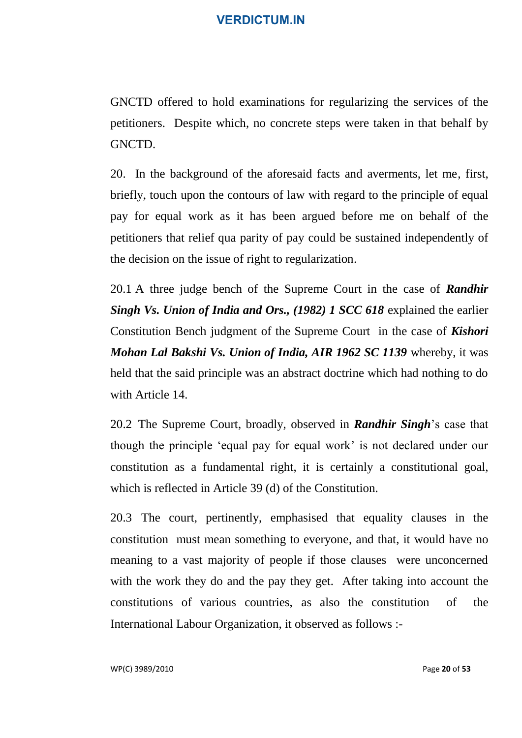GNCTD offered to hold examinations for regularizing the services of the petitioners. Despite which, no concrete steps were taken in that behalf by GNCTD.

20. In the background of the aforesaid facts and averments, let me, first, briefly, touch upon the contours of law with regard to the principle of equal pay for equal work as it has been argued before me on behalf of the petitioners that relief qua parity of pay could be sustained independently of the decision on the issue of right to regularization.

20.1 A three judge bench of the Supreme Court in the case of ***Randhir Singh Vs. Union of India and Ors., (1982) 1 SCC 618*** explained the earlier Constitution Bench judgment of the Supreme Court in the case of ***Kishori Mohan Lal Bakshi Vs. Union of India, AIR 1962 SC 1139*** whereby, it was held that the said principle was an abstract doctrine which had nothing to do with Article 14.

20.2 The Supreme Court, broadly, observed in ***Randhir Singh***'s case that though the principle 'equal pay for equal work' is not declared under our constitution as a fundamental right, it is certainly a constitutional goal, which is reflected in Article 39 (d) of the Constitution.

20.3 The court, pertinently, emphasised that equality clauses in the constitution must mean something to everyone, and that, it would have no meaning to a vast majority of people if those clauses were unconcerned with the work they do and the pay they get. After taking into account the constitutions of various countries, as also the constitution of the International Labour Organization, it observed as follows :-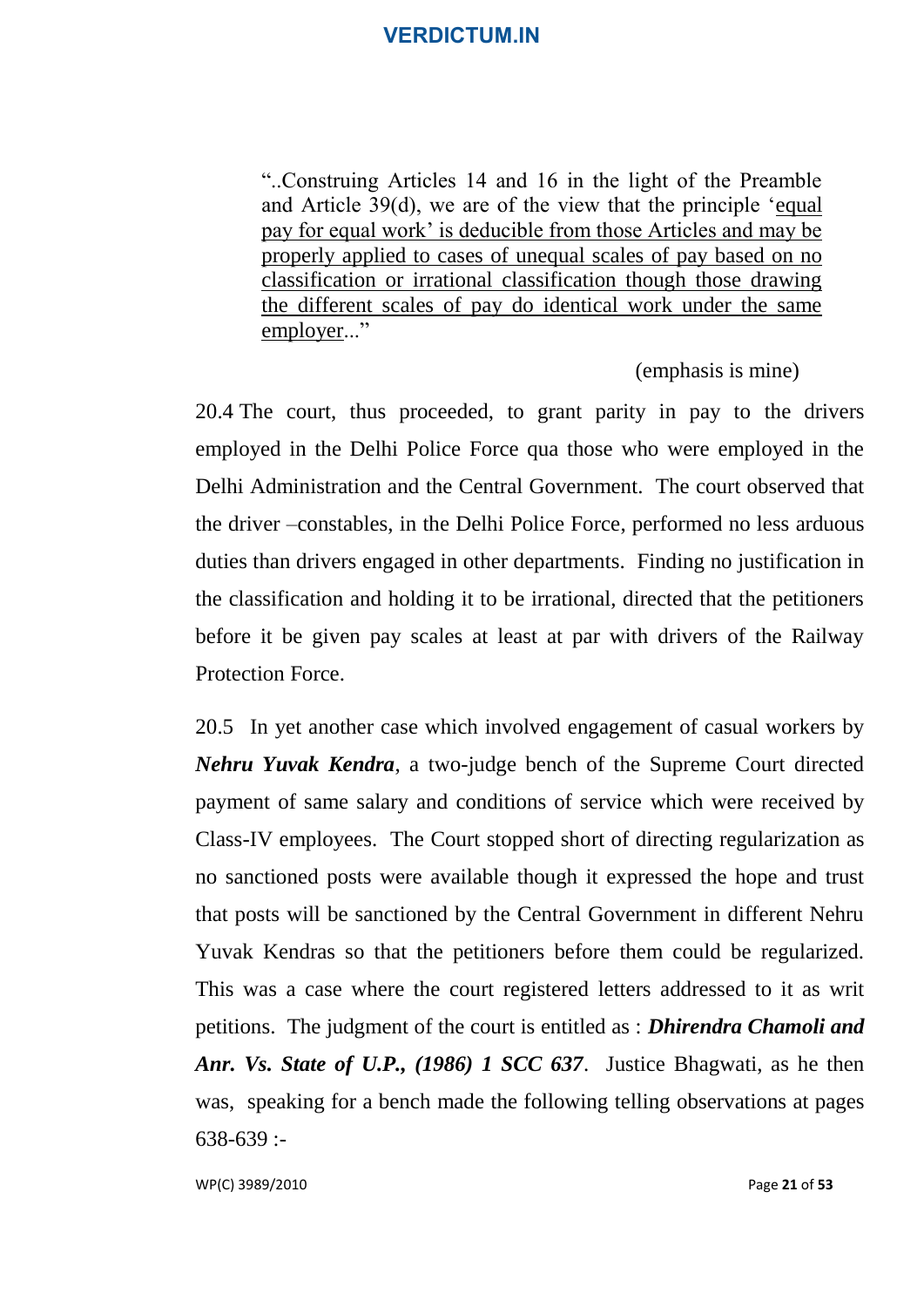> "..Construing Articles 14 and 16 in the light of the Preamble and Article 39(d), we are of the view that the principle 'equal pay for equal work' is deducible from those Articles and may be properly applied to cases of unequal scales of pay based on no classification or irrational classification though those drawing the different scales of pay do identical work under the same employer..."
>
> (emphasis is mine)

20.4 The court, thus proceeded, to grant parity in pay to the drivers employed in the Delhi Police Force qua those who were employed in the Delhi Administration and the Central Government. The court observed that the driver –constables, in the Delhi Police Force, performed no less arduous duties than drivers engaged in other departments. Finding no justification in the classification and holding it to be irrational, directed that the petitioners before it be given pay scales at least at par with drivers of the Railway Protection Force.

20.5 In yet another case which involved engagement of casual workers by ***Nehru Yuvak Kendra***, a two-judge bench of the Supreme Court directed payment of same salary and conditions of service which were received by Class-IV employees. The Court stopped short of directing regularization as no sanctioned posts were available though it expressed the hope and trust that posts will be sanctioned by the Central Government in different Nehru Yuvak Kendras so that the petitioners before them could be regularized. This was a case where the court registered letters addressed to it as writ petitions. The judgment of the court is entitled as : ***Dhirendra Chamoli and Anr. Vs. State of U.P., (1986) 1 SCC 637***. Justice Bhagwati, as he then was, speaking for a bench made the following telling observations at pages 638-639 :-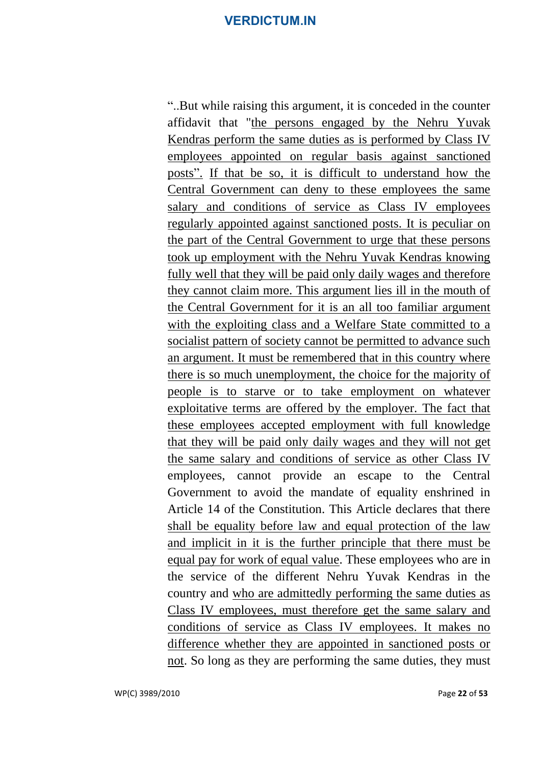"..But while raising this argument, it is conceded in the counter affidavit that "the persons engaged by the Nehru Yuvak Kendras perform the same duties as is performed by Class IV employees appointed on regular basis against sanctioned posts". If that be so, it is difficult to understand how the Central Government can deny to these employees the same salary and conditions of service as Class IV employees regularly appointed against sanctioned posts. It is peculiar on the part of the Central Government to urge that these persons took up employment with the Nehru Yuvak Kendras knowing fully well that they will be paid only daily wages and therefore they cannot claim more. This argument lies ill in the mouth of the Central Government for it is an all too familiar argument with the exploiting class and a Welfare State committed to a socialist pattern of society cannot be permitted to advance such an argument. It must be remembered that in this country where there is so much unemployment, the choice for the majority of people is to starve or to take employment on whatever exploitative terms are offered by the employer. The fact that these employees accepted employment with full knowledge that they will be paid only daily wages and they will not get the same salary and conditions of service as other Class IV employees, cannot provide an escape to the Central Government to avoid the mandate of equality enshrined in Article 14 of the Constitution. This Article declares that there shall be equality before law and equal protection of the law and implicit in it is the further principle that there must be equal pay for work of equal value. These employees who are in the service of the different Nehru Yuvak Kendras in the country and who are admittedly performing the same duties as Class IV employees, must therefore get the same salary and conditions of service as Class IV employees. It makes no difference whether they are appointed in sanctioned posts or not. So long as they are performing the same duties, they must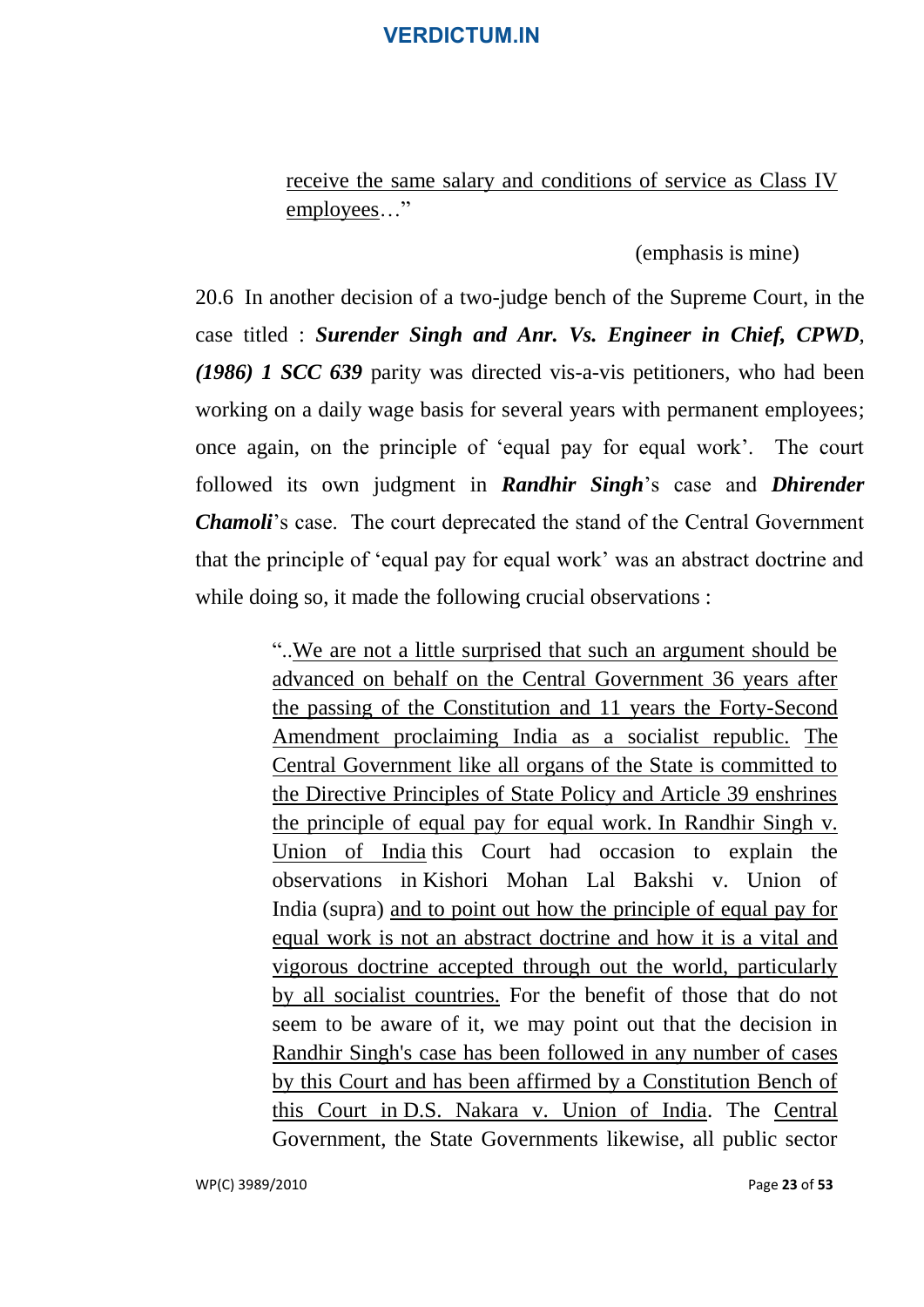> receive the same salary and conditions of service as Class IV employees…"
>
> (emphasis is mine)

20.6 In another decision of a two-judge bench of the Supreme Court, in the case titled : ***Surender Singh and Anr. Vs. Engineer in Chief, CPWD, (1986) 1 SCC 639*** parity was directed vis-a-vis petitioners, who had been working on a daily wage basis for several years with permanent employees; once again, on the principle of 'equal pay for equal work'. The court followed its own judgment in ***Randhir Singh***'s case and ***Dhirender Chamoli***'s case. The court deprecated the stand of the Central Government that the principle of 'equal pay for equal work' was an abstract doctrine and while doing so, it made the following crucial observations :

> "..We are not a little surprised that such an argument should be advanced on behalf on the Central Government 36 years after the passing of the Constitution and 11 years the Forty-Second Amendment proclaiming India as a socialist republic. The Central Government like all organs of the State is committed to the Directive Principles of State Policy and Article 39 enshrines the principle of equal pay for equal work. In Randhir Singh v. Union of India this Court had occasion to explain the observations in Kishori Mohan Lal Bakshi v. Union of India (supra) and to point out how the principle of equal pay for equal work is not an abstract doctrine and how it is a vital and vigorous doctrine accepted through out the world, particularly by all socialist countries. For the benefit of those that do not seem to be aware of it, we may point out that the decision in Randhir Singh's case has been followed in any number of cases by this Court and has been affirmed by a Constitution Bench of this Court in D.S. Nakara v. Union of India. The Central Government, the State Governments likewise, all public sector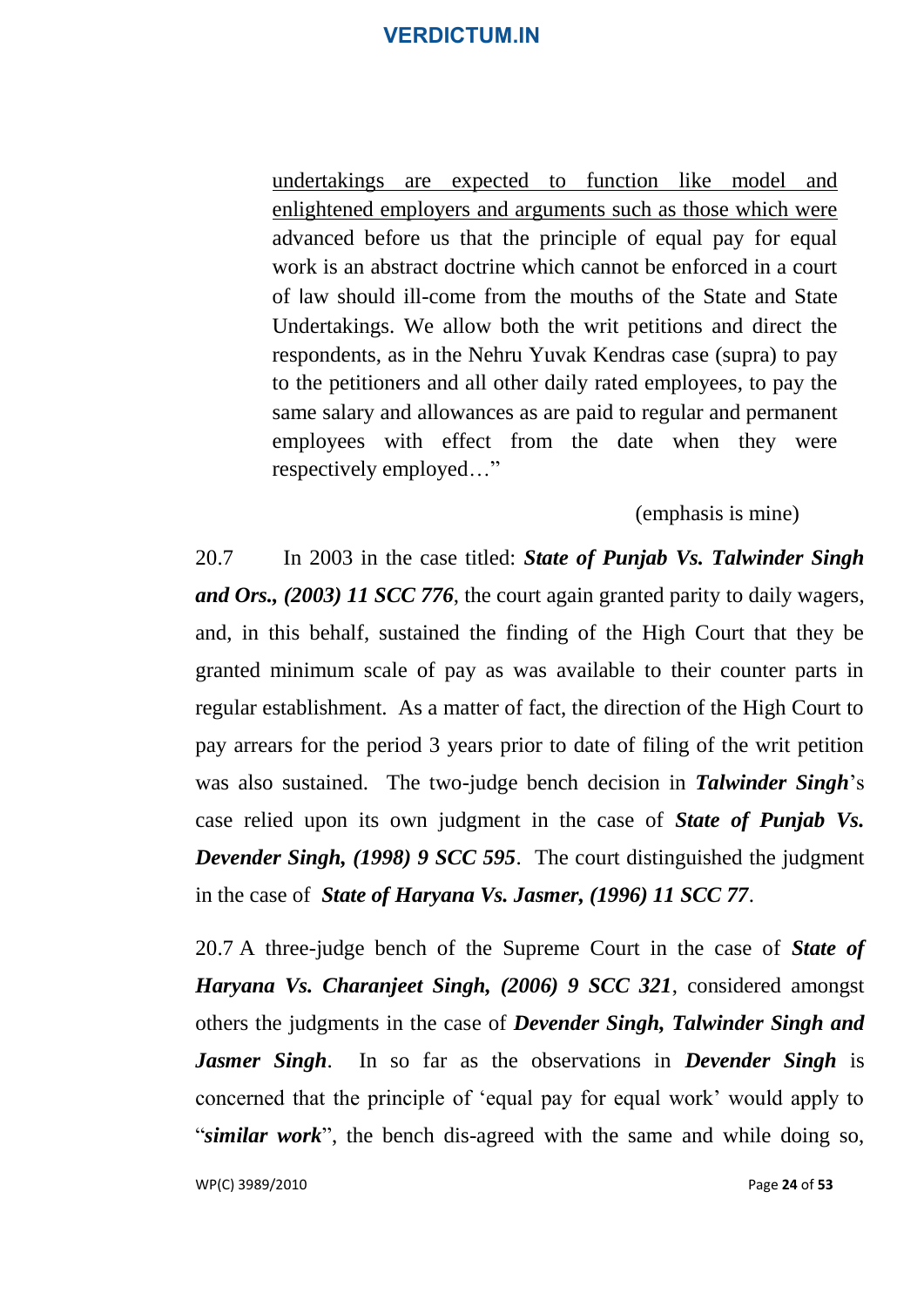> <u>undertakings are expected to function like model and enlightened employers and arguments such as those which were</u> advanced before us that the principle of equal pay for equal work is an abstract doctrine which cannot be enforced in a court of law should ill-come from the mouths of the State and State Undertakings. We allow both the writ petitions and direct the respondents, as in the Nehru Yuvak Kendras case (supra) to pay to the petitioners and all other daily rated employees, to pay the same salary and allowances as are paid to regular and permanent employees with effect from the date when they were respectively employed…"

(emphasis is mine)

20.7 In 2003 in the case titled: ***State of Punjab Vs. Talwinder Singh and Ors., (2003) 11 SCC 776***, the court again granted parity to daily wagers, and, in this behalf, sustained the finding of the High Court that they be granted minimum scale of pay as was available to their counter parts in regular establishment. As a matter of fact, the direction of the High Court to pay arrears for the period 3 years prior to date of filing of the writ petition was also sustained. The two-judge bench decision in ***Talwinder Singh***'s case relied upon its own judgment in the case of ***State of Punjab Vs. Devender Singh, (1998) 9 SCC 595***. The court distinguished the judgment in the case of ***State of Haryana Vs. Jasmer, (1996) 11 SCC 77***.

20.7 A three-judge bench of the Supreme Court in the case of ***State of Haryana Vs. Charanjeet Singh, (2006) 9 SCC 321***, considered amongst others the judgments in the case of ***Devender Singh, Talwinder Singh and Jasmer Singh***. In so far as the observations in ***Devender Singh*** is concerned that the principle of 'equal pay for equal work' would apply to "***similar work***", the bench dis-agreed with the same and while doing so,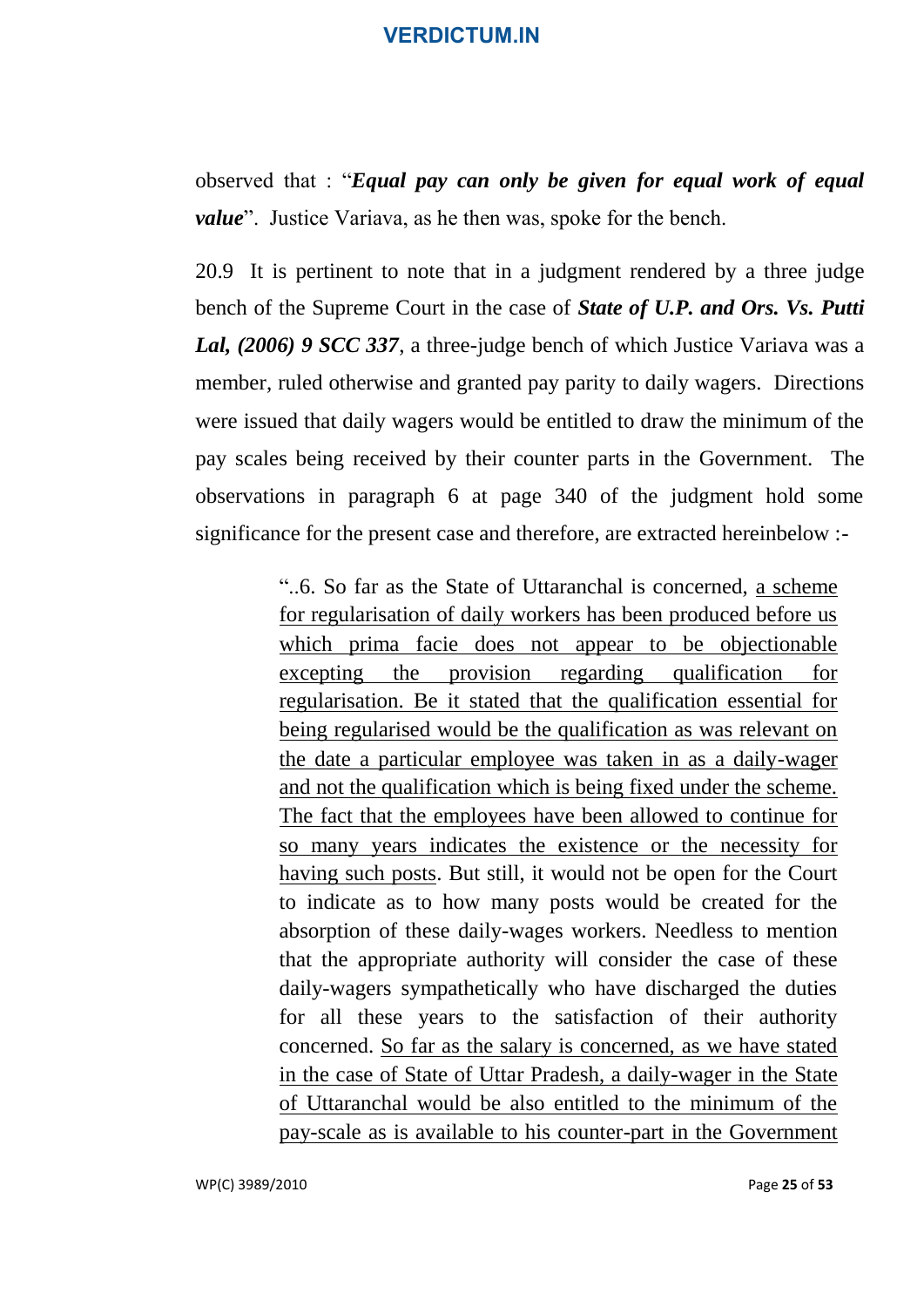observed that : "***Equal pay can only be given for equal work of equal value***". Justice Variava, as he then was, spoke for the bench.

20.9 It is pertinent to note that in a judgment rendered by a three judge bench of the Supreme Court in the case of ***State of U.P. and Ors. Vs. Putti Lal, (2006) 9 SCC 337***, a three-judge bench of which Justice Variava was a member, ruled otherwise and granted pay parity to daily wagers. Directions were issued that daily wagers would be entitled to draw the minimum of the pay scales being received by their counter parts in the Government. The observations in paragraph 6 at page 340 of the judgment hold some significance for the present case and therefore, are extracted hereinbelow :-

> "..6. So far as the State of Uttaranchal is concerned, <u>a scheme for regularisation of daily workers has been produced before us which prima facie does not appear to be objectionable excepting the provision regarding qualification for regularisation. Be it stated that the qualification essential for being regularised would be the qualification as was relevant on the date a particular employee was taken in as a daily-wager and not the qualification which is being fixed under the scheme. The fact that the employees have been allowed to continue for so many years indicates the existence or the necessity for having such posts</u>. But still, it would not be open for the Court to indicate as to how many posts would be created for the absorption of these daily-wages workers. Needless to mention that the appropriate authority will consider the case of these daily-wagers sympathetically who have discharged the duties for all these years to the satisfaction of their authority concerned. <u>So far as the salary is concerned, as we have stated in the case of State of Uttar Pradesh, a daily-wager in the State of Uttaranchal would be also entitled to the minimum of the pay-scale as is available to his counter-part in the Government</u>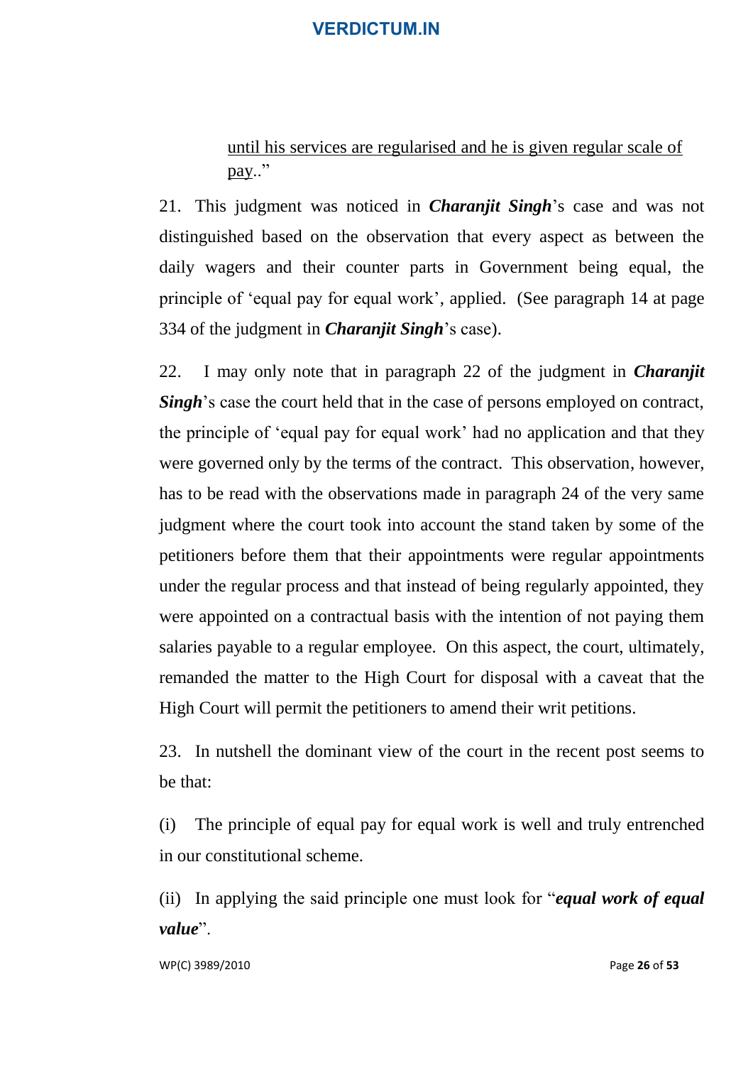<u>until his services are regularised and he is given regular scale of pay</u>.."

21. This judgment was noticed in ***Charanjit Singh***'s case and was not distinguished based on the observation that every aspect as between the daily wagers and their counter parts in Government being equal, the principle of 'equal pay for equal work', applied. (See paragraph 14 at page 334 of the judgment in ***Charanjit Singh***'s case).

22. I may only note that in paragraph 22 of the judgment in ***Charanjit Singh***'s case the court held that in the case of persons employed on contract, the principle of 'equal pay for equal work' had no application and that they were governed only by the terms of the contract. This observation, however, has to be read with the observations made in paragraph 24 of the very same judgment where the court took into account the stand taken by some of the petitioners before them that their appointments were regular appointments under the regular process and that instead of being regularly appointed, they were appointed on a contractual basis with the intention of not paying them salaries payable to a regular employee. On this aspect, the court, ultimately, remanded the matter to the High Court for disposal with a caveat that the High Court will permit the petitioners to amend their writ petitions.

23. In nutshell the dominant view of the court in the recent post seems to be that:

(i) The principle of equal pay for equal work is well and truly entrenched in our constitutional scheme.

(ii) In applying the said principle one must look for "***equal work of equal value***".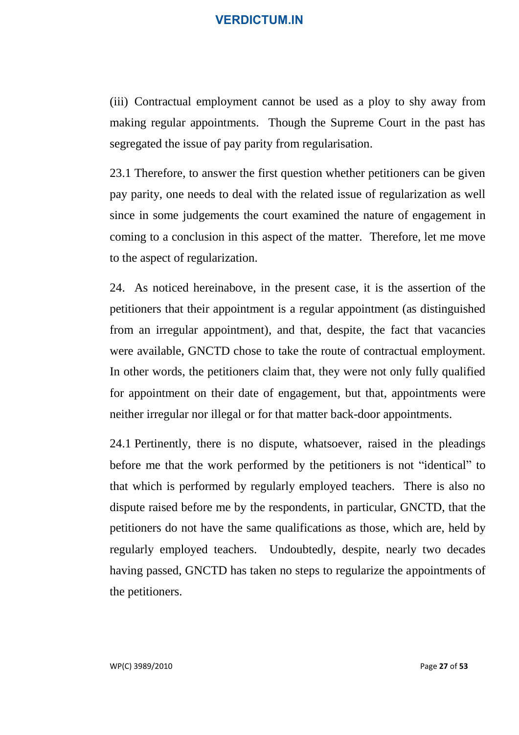(iii) Contractual employment cannot be used as a ploy to shy away from making regular appointments. Though the Supreme Court in the past has segregated the issue of pay parity from regularisation.

23.1 Therefore, to answer the first question whether petitioners can be given pay parity, one needs to deal with the related issue of regularization as well since in some judgements the court examined the nature of engagement in coming to a conclusion in this aspect of the matter. Therefore, let me move to the aspect of regularization.

24. As noticed hereinabove, in the present case, it is the assertion of the petitioners that their appointment is a regular appointment (as distinguished from an irregular appointment), and that, despite, the fact that vacancies were available, GNCTD chose to take the route of contractual employment. In other words, the petitioners claim that, they were not only fully qualified for appointment on their date of engagement, but that, appointments were neither irregular nor illegal or for that matter back-door appointments.

24.1 Pertinently, there is no dispute, whatsoever, raised in the pleadings before me that the work performed by the petitioners is not "identical" to that which is performed by regularly employed teachers. There is also no dispute raised before me by the respondents, in particular, GNCTD, that the petitioners do not have the same qualifications as those, which are, held by regularly employed teachers. Undoubtedly, despite, nearly two decades having passed, GNCTD has taken no steps to regularize the appointments of the petitioners.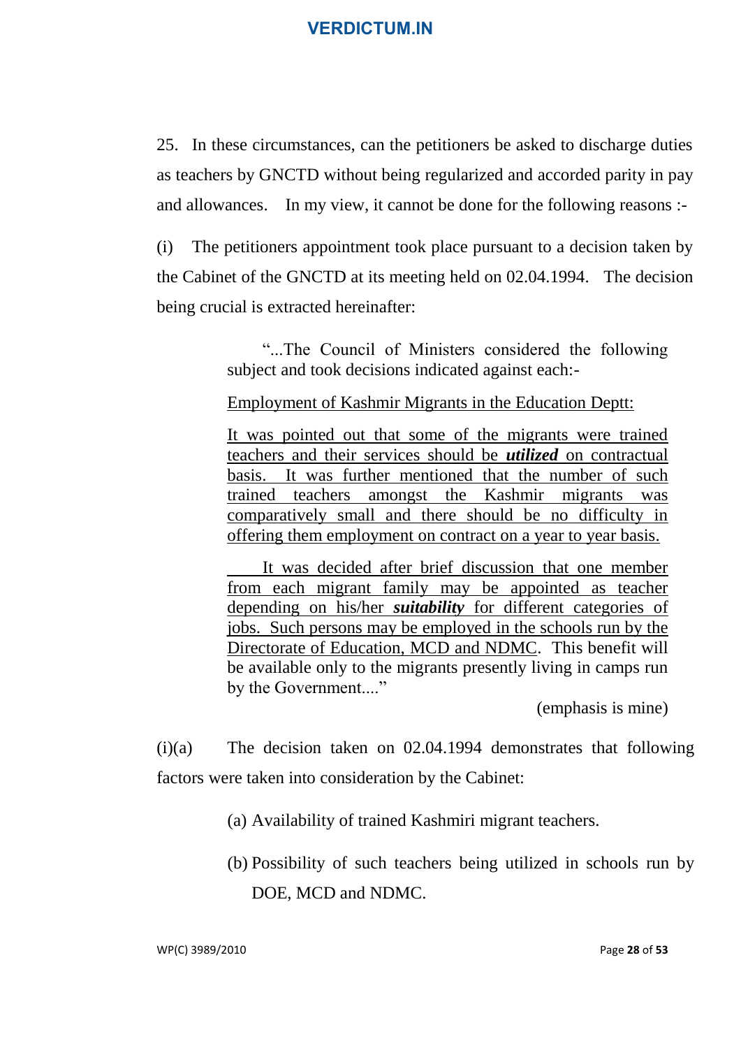25. In these circumstances, can the petitioners be asked to discharge duties as teachers by GNCTD without being regularized and accorded parity in pay and allowances. In my view, it cannot be done for the following reasons :-

(i) The petitioners appointment took place pursuant to a decision taken by the Cabinet of the GNCTD at its meeting held on 02.04.1994. The decision being crucial is extracted hereinafter:

> "...The Council of Ministers considered the following subject and took decisions indicated against each:-
>
> Employment of Kashmir Migrants in the Education Deptt:
>
> It was pointed out that some of the migrants were trained teachers and their services should be ***utilized*** on contractual basis. It was further mentioned that the number of such trained teachers amongst the Kashmir migrants was comparatively small and there should be no difficulty in offering them employment on contract on a year to year basis.
>
> It was decided after brief discussion that one member from each migrant family may be appointed as teacher depending on his/her ***suitability*** for different categories of jobs. Such persons may be employed in the schools run by the Directorate of Education, MCD and NDMC. This benefit will be available only to the migrants presently living in camps run by the Government...."
>
> (emphasis is mine)

(i)(a) The decision taken on 02.04.1994 demonstrates that following factors were taken into consideration by the Cabinet:

(a) Availability of trained Kashmiri migrant teachers.

(b) Possibility of such teachers being utilized in schools run by DOE, MCD and NDMC.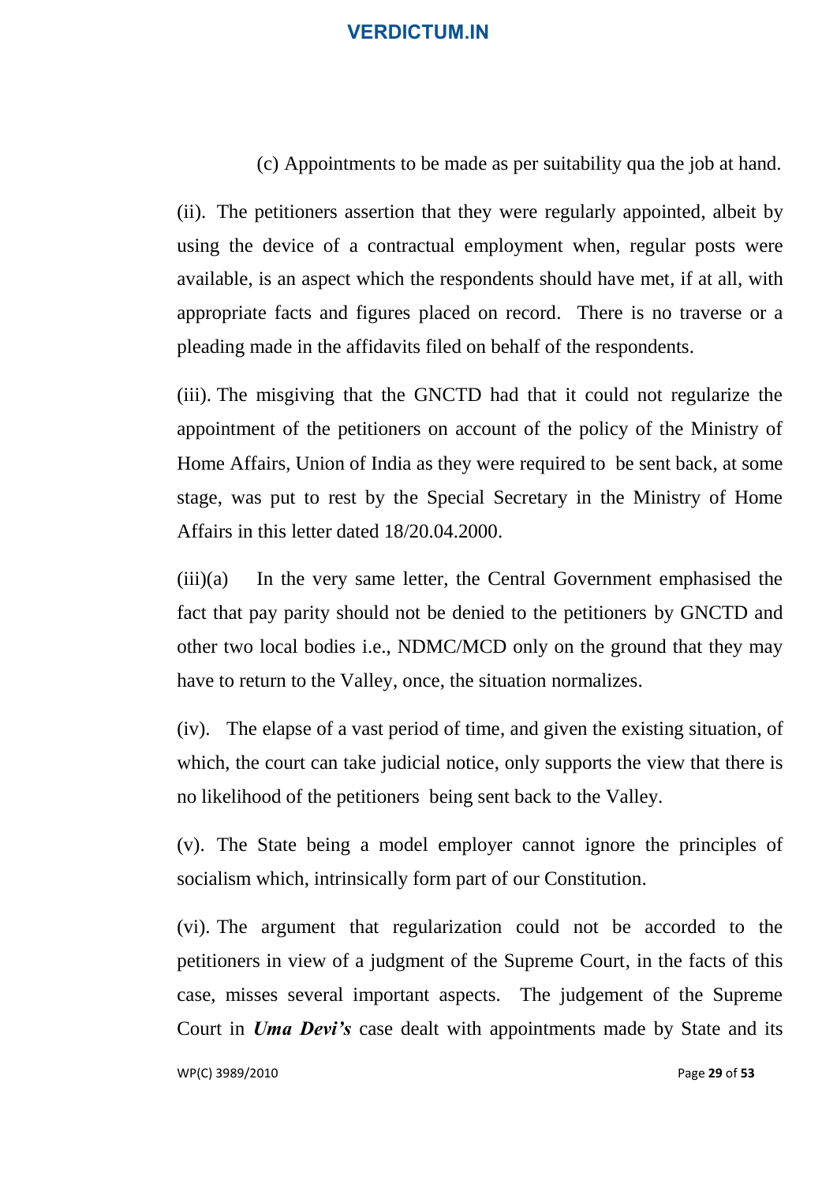(c) Appointments to be made as per suitability qua the job at hand.

(ii). The petitioners assertion that they were regularly appointed, albeit by using the device of a contractual employment when, regular posts were available, is an aspect which the respondents should have met, if at all, with appropriate facts and figures placed on record. There is no traverse or a pleading made in the affidavits filed on behalf of the respondents.

(iii). The misgiving that the GNCTD had that it could not regularize the appointment of the petitioners on account of the policy of the Ministry of Home Affairs, Union of India as they were required to be sent back, at some stage, was put to rest by the Special Secretary in the Ministry of Home Affairs in this letter dated 18/20.04.2000.

(iii)(a) In the very same letter, the Central Government emphasised the fact that pay parity should not be denied to the petitioners by GNCTD and other two local bodies i.e., NDMC/MCD only on the ground that they may have to return to the Valley, once, the situation normalizes.

(iv). The elapse of a vast period of time, and given the existing situation, of which, the court can take judicial notice, only supports the view that there is no likelihood of the petitioners being sent back to the Valley.

(v). The State being a model employer cannot ignore the principles of socialism which, intrinsically form part of our Constitution.

(vi). The argument that regularization could not be accorded to the petitioners in view of a judgment of the Supreme Court, in the facts of this case, misses several important aspects. The judgement of the Supreme Court in ***Uma Devi's*** case dealt with appointments made by State and its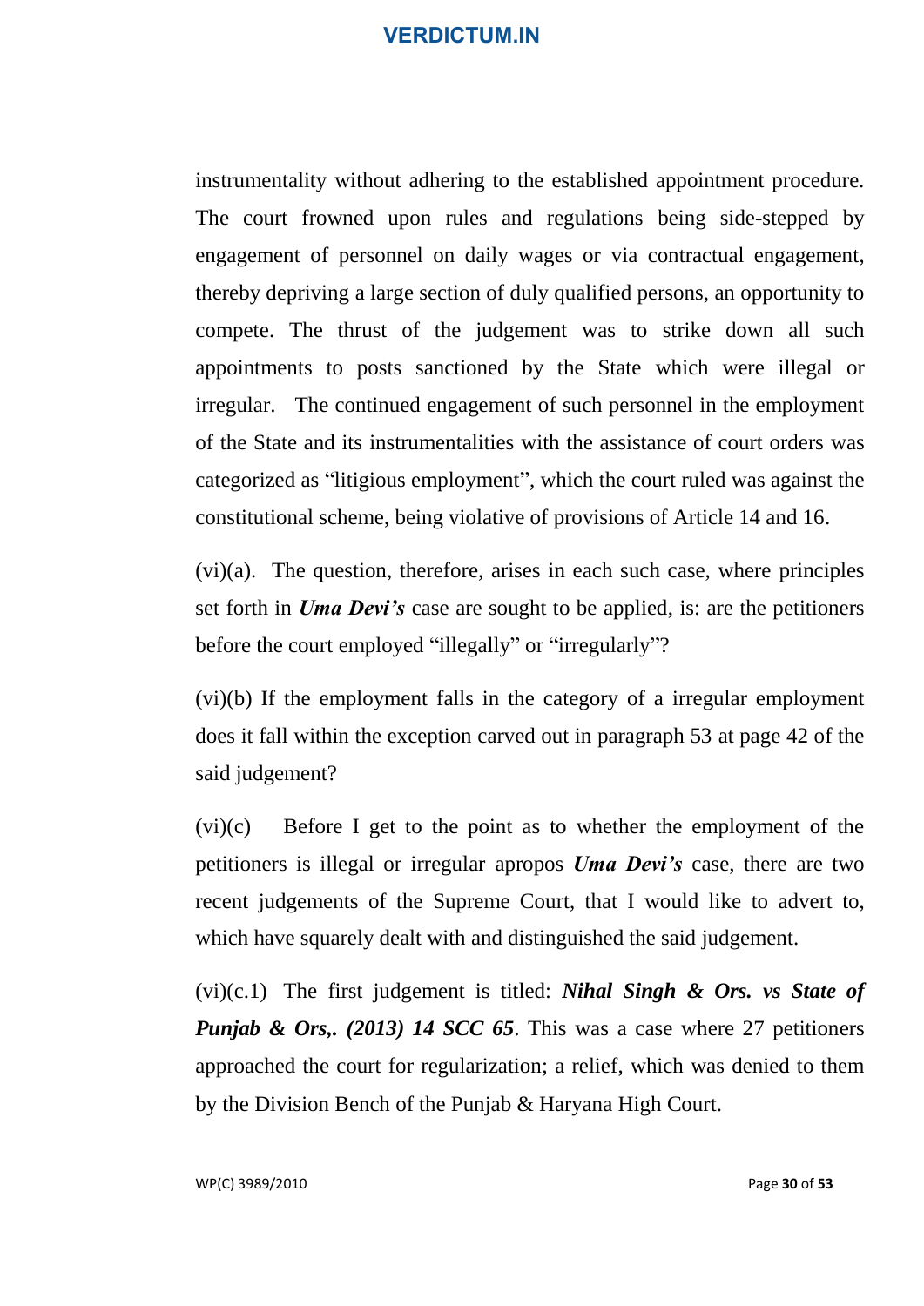instrumentality without adhering to the established appointment procedure. The court frowned upon rules and regulations being side-stepped by engagement of personnel on daily wages or via contractual engagement, thereby depriving a large section of duly qualified persons, an opportunity to compete. The thrust of the judgement was to strike down all such appointments to posts sanctioned by the State which were illegal or irregular. The continued engagement of such personnel in the employment of the State and its instrumentalities with the assistance of court orders was categorized as "litigious employment", which the court ruled was against the constitutional scheme, being violative of provisions of Article 14 and 16.

(vi)(a). The question, therefore, arises in each such case, where principles set forth in ***Uma Devi's*** case are sought to be applied, is: are the petitioners before the court employed "illegally" or "irregularly"?

(vi)(b) If the employment falls in the category of a irregular employment does it fall within the exception carved out in paragraph 53 at page 42 of the said judgement?

(vi)(c) Before I get to the point as to whether the employment of the petitioners is illegal or irregular apropos ***Uma Devi's*** case, there are two recent judgements of the Supreme Court, that I would like to advert to, which have squarely dealt with and distinguished the said judgement.

(vi)(c.1) The first judgement is titled: ***Nihal Singh & Ors. vs State of Punjab & Ors,. (2013) 14 SCC 65***. This was a case where 27 petitioners approached the court for regularization; a relief, which was denied to them by the Division Bench of the Punjab & Haryana High Court.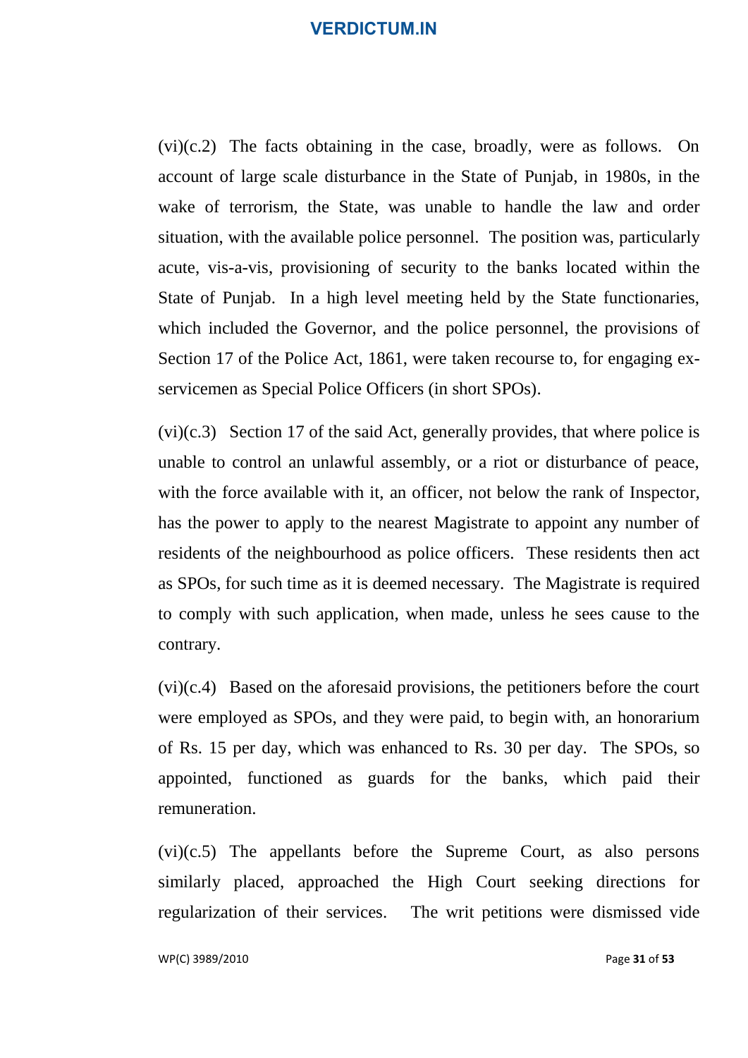(vi)(c.2) The facts obtaining in the case, broadly, were as follows. On account of large scale disturbance in the State of Punjab, in 1980s, in the wake of terrorism, the State, was unable to handle the law and order situation, with the available police personnel. The position was, particularly acute, vis-a-vis, provisioning of security to the banks located within the State of Punjab. In a high level meeting held by the State functionaries, which included the Governor, and the police personnel, the provisions of Section 17 of the Police Act, 1861, were taken recourse to, for engaging ex-servicemen as Special Police Officers (in short SPOs).

(vi)(c.3) Section 17 of the said Act, generally provides, that where police is unable to control an unlawful assembly, or a riot or disturbance of peace, with the force available with it, an officer, not below the rank of Inspector, has the power to apply to the nearest Magistrate to appoint any number of residents of the neighbourhood as police officers. These residents then act as SPOs, for such time as it is deemed necessary. The Magistrate is required to comply with such application, when made, unless he sees cause to the contrary.

(vi)(c.4) Based on the aforesaid provisions, the petitioners before the court were employed as SPOs, and they were paid, to begin with, an honorarium of Rs. 15 per day, which was enhanced to Rs. 30 per day. The SPOs, so appointed, functioned as guards for the banks, which paid their remuneration.

(vi)(c.5) The appellants before the Supreme Court, as also persons similarly placed, approached the High Court seeking directions for regularization of their services. The writ petitions were dismissed vide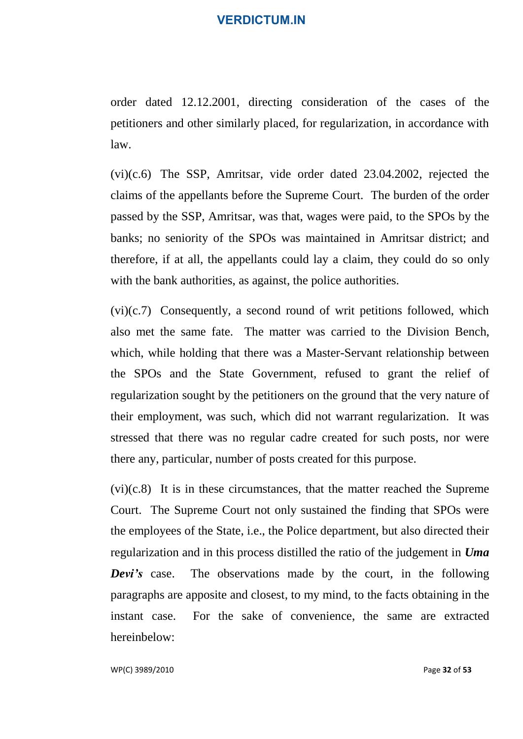order dated 12.12.2001, directing consideration of the cases of the petitioners and other similarly placed, for regularization, in accordance with law.

(vi)(c.6) The SSP, Amritsar, vide order dated 23.04.2002, rejected the claims of the appellants before the Supreme Court. The burden of the order passed by the SSP, Amritsar, was that, wages were paid, to the SPOs by the banks; no seniority of the SPOs was maintained in Amritsar district; and therefore, if at all, the appellants could lay a claim, they could do so only with the bank authorities, as against, the police authorities.

(vi)(c.7) Consequently, a second round of writ petitions followed, which also met the same fate. The matter was carried to the Division Bench, which, while holding that there was a Master-Servant relationship between the SPOs and the State Government, refused to grant the relief of regularization sought by the petitioners on the ground that the very nature of their employment, was such, which did not warrant regularization. It was stressed that there was no regular cadre created for such posts, nor were there any, particular, number of posts created for this purpose.

(vi)(c.8) It is in these circumstances, that the matter reached the Supreme Court. The Supreme Court not only sustained the finding that SPOs were the employees of the State, i.e., the Police department, but also directed their regularization and in this process distilled the ratio of the judgement in ***Uma Devi's*** case. The observations made by the court, in the following paragraphs are apposite and closest, to my mind, to the facts obtaining in the instant case. For the sake of convenience, the same are extracted hereinbelow: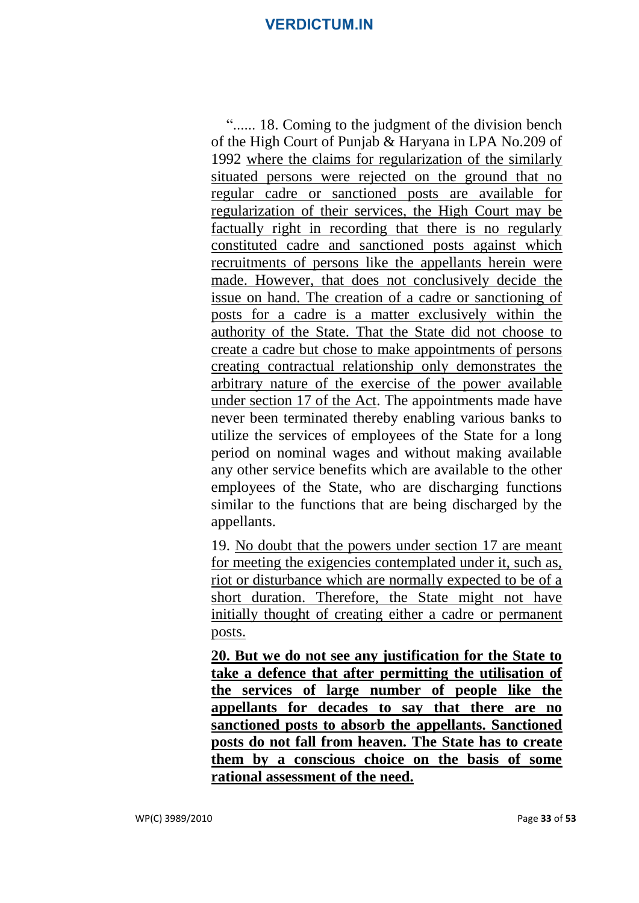"...... 18. Coming to the judgment of the division bench of the High Court of Punjab & Haryana in LPA No.209 of 1992 where the claims for regularization of the similarly situated persons were rejected on the ground that no regular cadre or sanctioned posts are available for regularization of their services, the High Court may be factually right in recording that there is no regularly constituted cadre and sanctioned posts against which recruitments of persons like the appellants herein were made. However, that does not conclusively decide the issue on hand. The creation of a cadre or sanctioning of posts for a cadre is a matter exclusively within the authority of the State. That the State did not choose to create a cadre but chose to make appointments of persons creating contractual relationship only demonstrates the arbitrary nature of the exercise of the power available under section 17 of the Act. The appointments made have never been terminated thereby enabling various banks to utilize the services of employees of the State for a long period on nominal wages and without making available any other service benefits which are available to the other employees of the State, who are discharging functions similar to the functions that are being discharged by the appellants.

19. No doubt that the powers under section 17 are meant for meeting the exigencies contemplated under it, such as, riot or disturbance which are normally expected to be of a short duration. Therefore, the State might not have initially thought of creating either a cadre or permanent posts.

**20. But we do not see any justification for the State to take a defence that after permitting the utilisation of the services of large number of people like the appellants for decades to say that there are no sanctioned posts to absorb the appellants. Sanctioned posts do not fall from heaven. The State has to create them by a conscious choice on the basis of some rational assessment of the need.**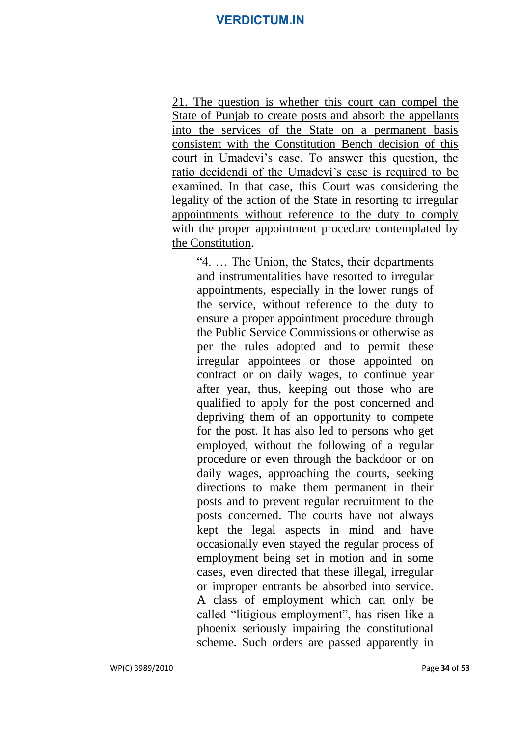21. The question is whether this court can compel the State of Punjab to create posts and absorb the appellants into the services of the State on a permanent basis consistent with the Constitution Bench decision of this court in Umadevi's case. To answer this question, the ratio decidendi of the Umadevi's case is required to be examined. In that case, this Court was considering the legality of the action of the State in resorting to irregular appointments without reference to the duty to comply with the proper appointment procedure contemplated by the Constitution.

> "4. … The Union, the States, their departments and instrumentalities have resorted to irregular appointments, especially in the lower rungs of the service, without reference to the duty to ensure a proper appointment procedure through the Public Service Commissions or otherwise as per the rules adopted and to permit these irregular appointees or those appointed on contract or on daily wages, to continue year after year, thus, keeping out those who are qualified to apply for the post concerned and depriving them of an opportunity to compete for the post. It has also led to persons who get employed, without the following of a regular procedure or even through the backdoor or on daily wages, approaching the courts, seeking directions to make them permanent in their posts and to prevent regular recruitment to the posts concerned. The courts have not always kept the legal aspects in mind and have occasionally even stayed the regular process of employment being set in motion and in some cases, even directed that these illegal, irregular or improper entrants be absorbed into service. A class of employment which can only be called "litigious employment", has risen like a phoenix seriously impairing the constitutional scheme. Such orders are passed apparently in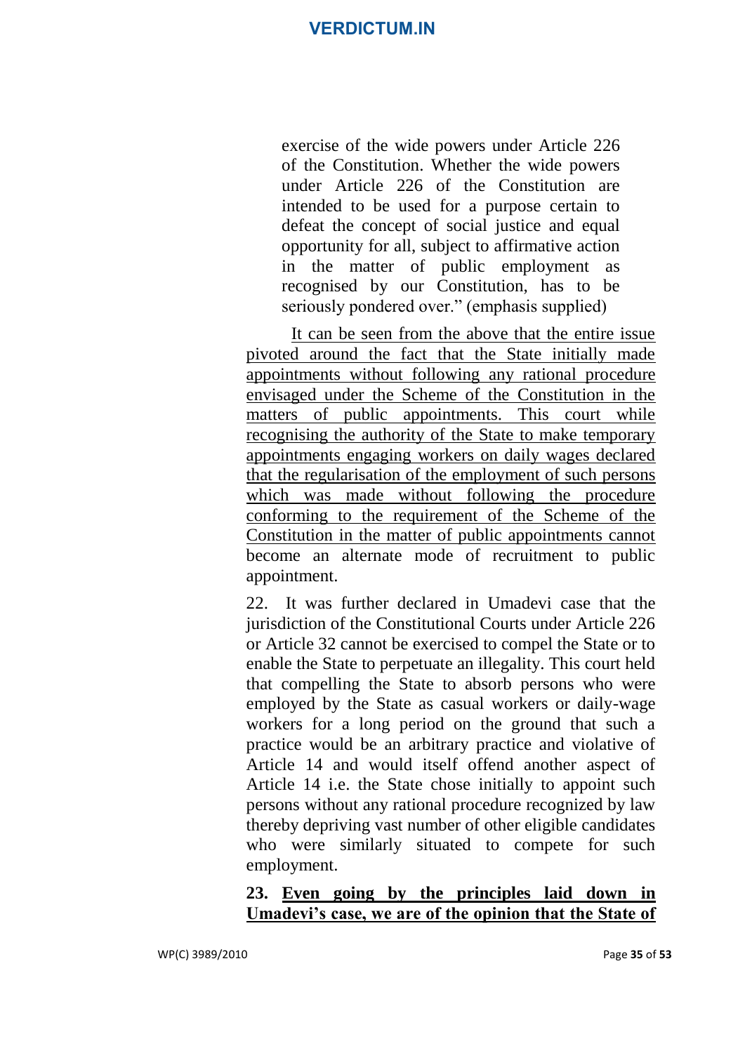> exercise of the wide powers under Article 226 of the Constitution. Whether the wide powers under Article 226 of the Constitution are intended to be used for a purpose certain to defeat the concept of social justice and equal opportunity for all, subject to affirmative action in the matter of public employment as recognised by our Constitution, has to be seriously pondered over." (emphasis supplied)

<u>It can be seen from the above that the entire issue pivoted around the fact that the State initially made appointments without following any rational procedure envisaged under the Scheme of the Constitution in the matters of public appointments. This court while recognising the authority of the State to make temporary appointments engaging workers on daily wages declared that the regularisation of the employment of such persons which was made without following the procedure conforming to the requirement of the Scheme of the Constitution in the matter of public appointments cannot</u> become an alternate mode of recruitment to public appointment.

22. It was further declared in Umadevi case that the jurisdiction of the Constitutional Courts under Article 226 or Article 32 cannot be exercised to compel the State or to enable the State to perpetuate an illegality. This court held that compelling the State to absorb persons who were employed by the State as casual workers or daily-wage workers for a long period on the ground that such a practice would be an arbitrary practice and violative of Article 14 and would itself offend another aspect of Article 14 i.e. the State chose initially to appoint such persons without any rational procedure recognized by law thereby depriving vast number of other eligible candidates who were similarly situated to compete for such employment.

**23. <u>Even going by the principles laid down in Umadevi's case, we are of the opinion that the State of</u>**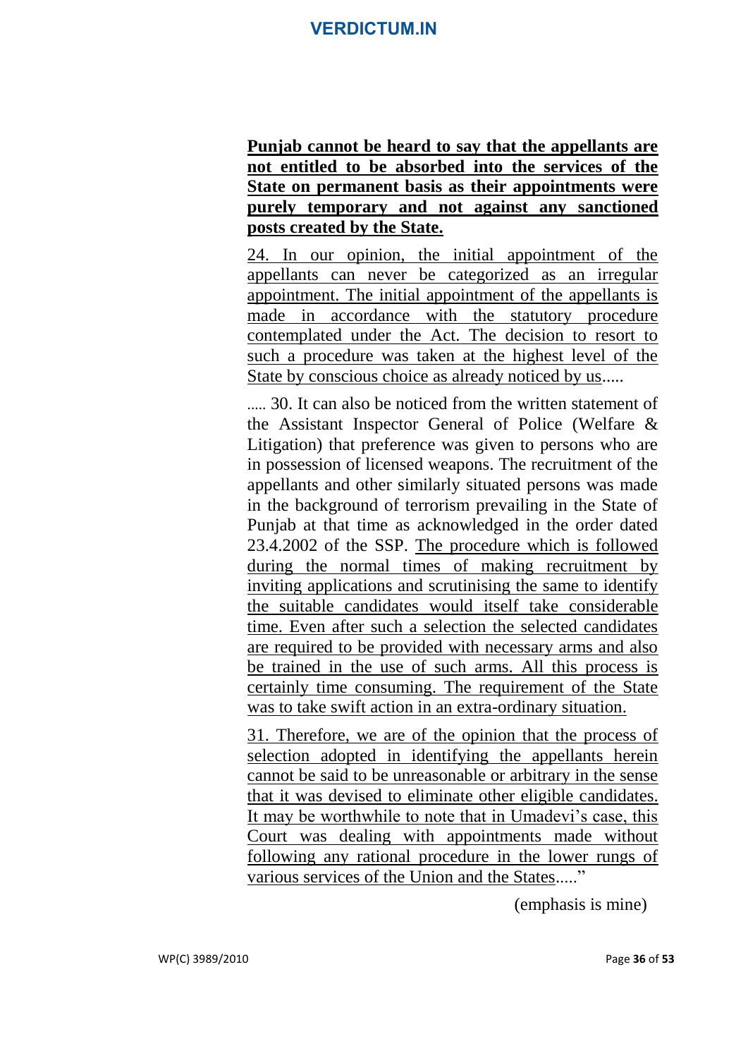**Punjab cannot be heard to say that the appellants are not entitled to be absorbed into the services of the State on permanent basis as their appointments were purely temporary and not against any sanctioned posts created by the State.**

24. In our opinion, the initial appointment of the appellants can never be categorized as an irregular appointment. The initial appointment of the appellants is made in accordance with the statutory procedure contemplated under the Act. The decision to resort to such a procedure was taken at the highest level of the State by conscious choice as already noticed by us.....

..... 30. It can also be noticed from the written statement of the Assistant Inspector General of Police (Welfare & Litigation) that preference was given to persons who are in possession of licensed weapons. The recruitment of the appellants and other similarly situated persons was made in the background of terrorism prevailing in the State of Punjab at that time as acknowledged in the order dated 23.4.2002 of the SSP. The procedure which is followed during the normal times of making recruitment by inviting applications and scrutinising the same to identify the suitable candidates would itself take considerable time. Even after such a selection the selected candidates are required to be provided with necessary arms and also be trained in the use of such arms. All this process is certainly time consuming. The requirement of the State was to take swift action in an extra-ordinary situation.

31. Therefore, we are of the opinion that the process of selection adopted in identifying the appellants herein cannot be said to be unreasonable or arbitrary in the sense that it was devised to eliminate other eligible candidates. It may be worthwhile to note that in Umadevi's case, this Court was dealing with appointments made without following any rational procedure in the lower rungs of various services of the Union and the States....."

(emphasis is mine)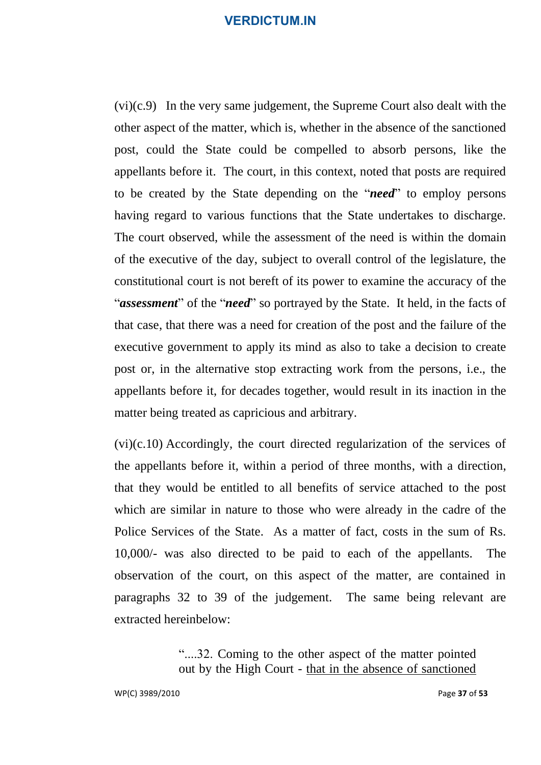(vi)(c.9) In the very same judgement, the Supreme Court also dealt with the other aspect of the matter, which is, whether in the absence of the sanctioned post, could the State could be compelled to absorb persons, like the appellants before it. The court, in this context, noted that posts are required to be created by the State depending on the "***need***" to employ persons having regard to various functions that the State undertakes to discharge. The court observed, while the assessment of the need is within the domain of the executive of the day, subject to overall control of the legislature, the constitutional court is not bereft of its power to examine the accuracy of the "***assessment***" of the "***need***" so portrayed by the State. It held, in the facts of that case, that there was a need for creation of the post and the failure of the executive government to apply its mind as also to take a decision to create post or, in the alternative stop extracting work from the persons, i.e., the appellants before it, for decades together, would result in its inaction in the matter being treated as capricious and arbitrary.

(vi)(c.10) Accordingly, the court directed regularization of the services of the appellants before it, within a period of three months, with a direction, that they would be entitled to all benefits of service attached to the post which are similar in nature to those who were already in the cadre of the Police Services of the State. As a matter of fact, costs in the sum of Rs. 10,000/- was also directed to be paid to each of the appellants. The observation of the court, on this aspect of the matter, are contained in paragraphs 32 to 39 of the judgement. The same being relevant are extracted hereinbelow:

> "....32. Coming to the other aspect of the matter pointed out by the High Court - <u>that in the absence of sanctioned</u>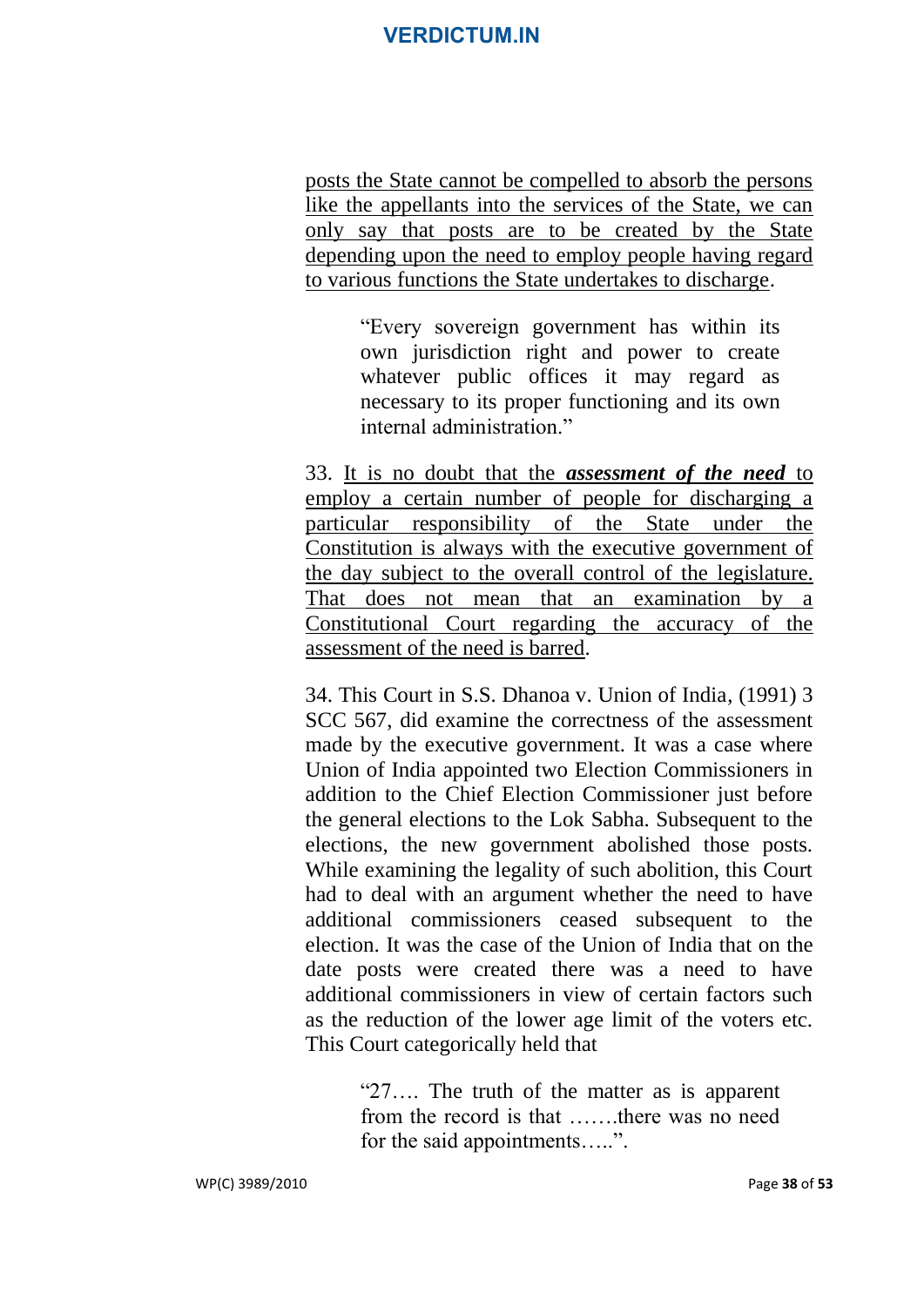posts the State cannot be compelled to absorb the persons like the appellants into the services of the State, we can only say that posts are to be created by the State depending upon the need to employ people having regard to various functions the State undertakes to discharge.

> "Every sovereign government has within its own jurisdiction right and power to create whatever public offices it may regard as necessary to its proper functioning and its own internal administration."

33. It is no doubt that the ***assessment of the need*** to employ a certain number of people for discharging a particular responsibility of the State under the Constitution is always with the executive government of the day subject to the overall control of the legislature. That does not mean that an examination by a Constitutional Court regarding the accuracy of the assessment of the need is barred.

34. This Court in S.S. Dhanoa v. Union of India, (1991) 3 SCC 567, did examine the correctness of the assessment made by the executive government. It was a case where Union of India appointed two Election Commissioners in addition to the Chief Election Commissioner just before the general elections to the Lok Sabha. Subsequent to the elections, the new government abolished those posts. While examining the legality of such abolition, this Court had to deal with an argument whether the need to have additional commissioners ceased subsequent to the election. It was the case of the Union of India that on the date posts were created there was a need to have additional commissioners in view of certain factors such as the reduction of the lower age limit of the voters etc. This Court categorically held that

> "27…. The truth of the matter as is apparent from the record is that …….there was no need for the said appointments…..".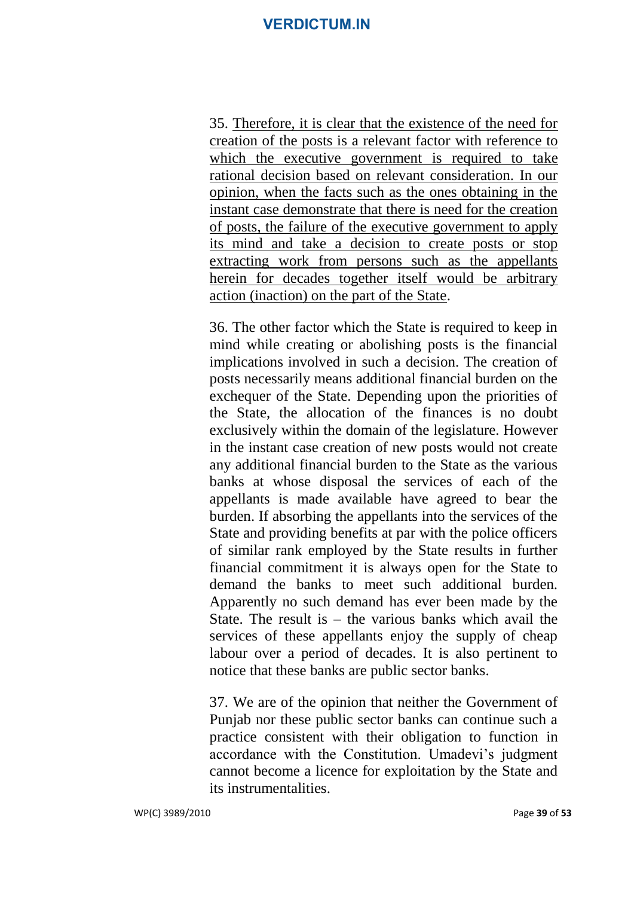35. <u>Therefore, it is clear that the existence of the need for creation of the posts is a relevant factor with reference to which the executive government is required to take rational decision based on relevant consideration. In our opinion, when the facts such as the ones obtaining in the instant case demonstrate that there is need for the creation of posts, the failure of the executive government to apply its mind and take a decision to create posts or stop extracting work from persons such as the appellants herein for decades together itself would be arbitrary action (inaction) on the part of the State</u>.

36. The other factor which the State is required to keep in mind while creating or abolishing posts is the financial implications involved in such a decision. The creation of posts necessarily means additional financial burden on the exchequer of the State. Depending upon the priorities of the State, the allocation of the finances is no doubt exclusively within the domain of the legislature. However in the instant case creation of new posts would not create any additional financial burden to the State as the various banks at whose disposal the services of each of the appellants is made available have agreed to bear the burden. If absorbing the appellants into the services of the State and providing benefits at par with the police officers of similar rank employed by the State results in further financial commitment it is always open for the State to demand the banks to meet such additional burden. Apparently no such demand has ever been made by the State. The result is – the various banks which avail the services of these appellants enjoy the supply of cheap labour over a period of decades. It is also pertinent to notice that these banks are public sector banks.

37. We are of the opinion that neither the Government of Punjab nor these public sector banks can continue such a practice consistent with their obligation to function in accordance with the Constitution. Umadevi's judgment cannot become a licence for exploitation by the State and its instrumentalities.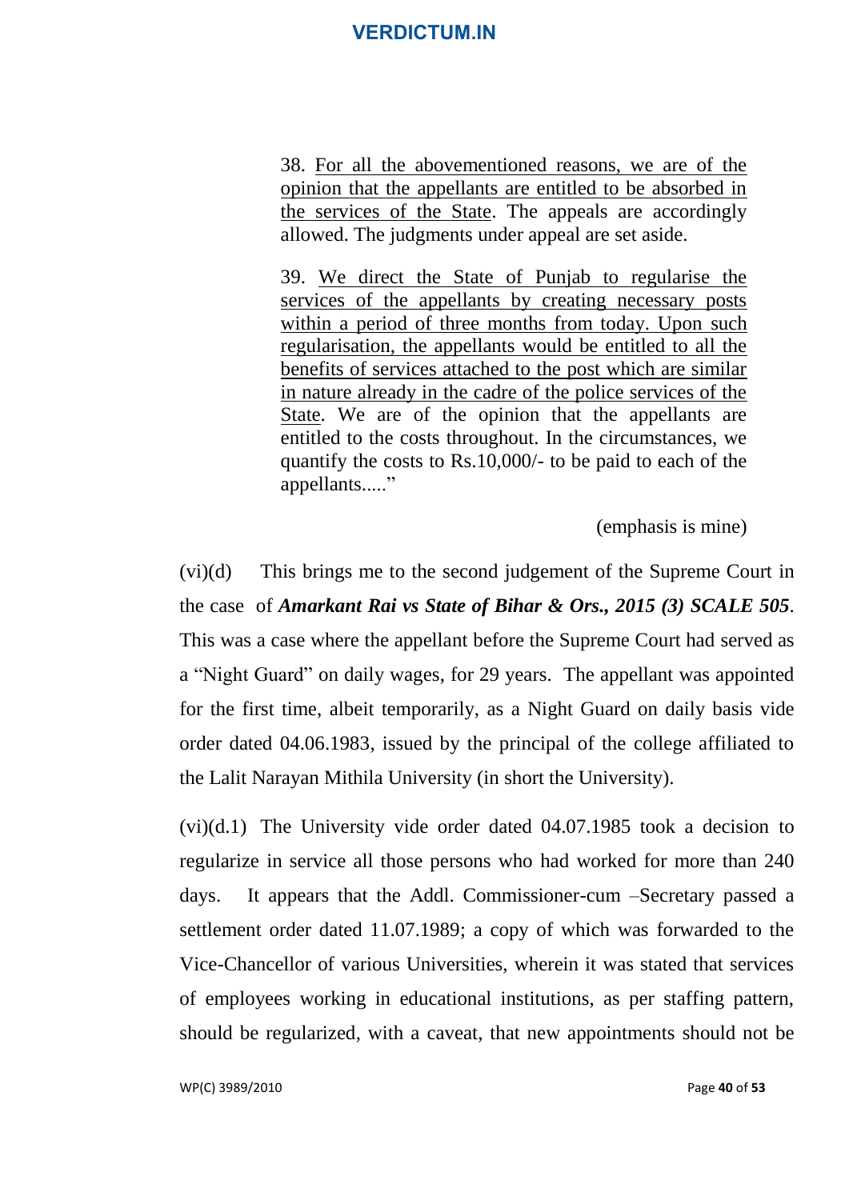> 38. <u>For all the abovementioned reasons, we are of the opinion that the appellants are entitled to be absorbed in the services of the State</u>. The appeals are accordingly allowed. The judgments under appeal are set aside.
>
> 39. <u>We direct the State of Punjab to regularise the services of the appellants by creating necessary posts within a period of three months from today. Upon such regularisation, the appellants would be entitled to all the benefits of services attached to the post which are similar in nature already in the cadre of the police services of the State</u>. We are of the opinion that the appellants are entitled to the costs throughout. In the circumstances, we quantify the costs to Rs.10,000/- to be paid to each of the appellants....."

(emphasis is mine)

(vi)(d) This brings me to the second judgement of the Supreme Court in the case of ***Amarkant Rai vs State of Bihar & Ors., 2015 (3) SCALE 505***. This was a case where the appellant before the Supreme Court had served as a "Night Guard" on daily wages, for 29 years. The appellant was appointed for the first time, albeit temporarily, as a Night Guard on daily basis vide order dated 04.06.1983, issued by the principal of the college affiliated to the Lalit Narayan Mithila University (in short the University).

(vi)(d.1) The University vide order dated 04.07.1985 took a decision to regularize in service all those persons who had worked for more than 240 days. It appears that the Addl. Commissioner-cum –Secretary passed a settlement order dated 11.07.1989; a copy of which was forwarded to the Vice-Chancellor of various Universities, wherein it was stated that services of employees working in educational institutions, as per staffing pattern, should be regularized, with a caveat, that new appointments should not be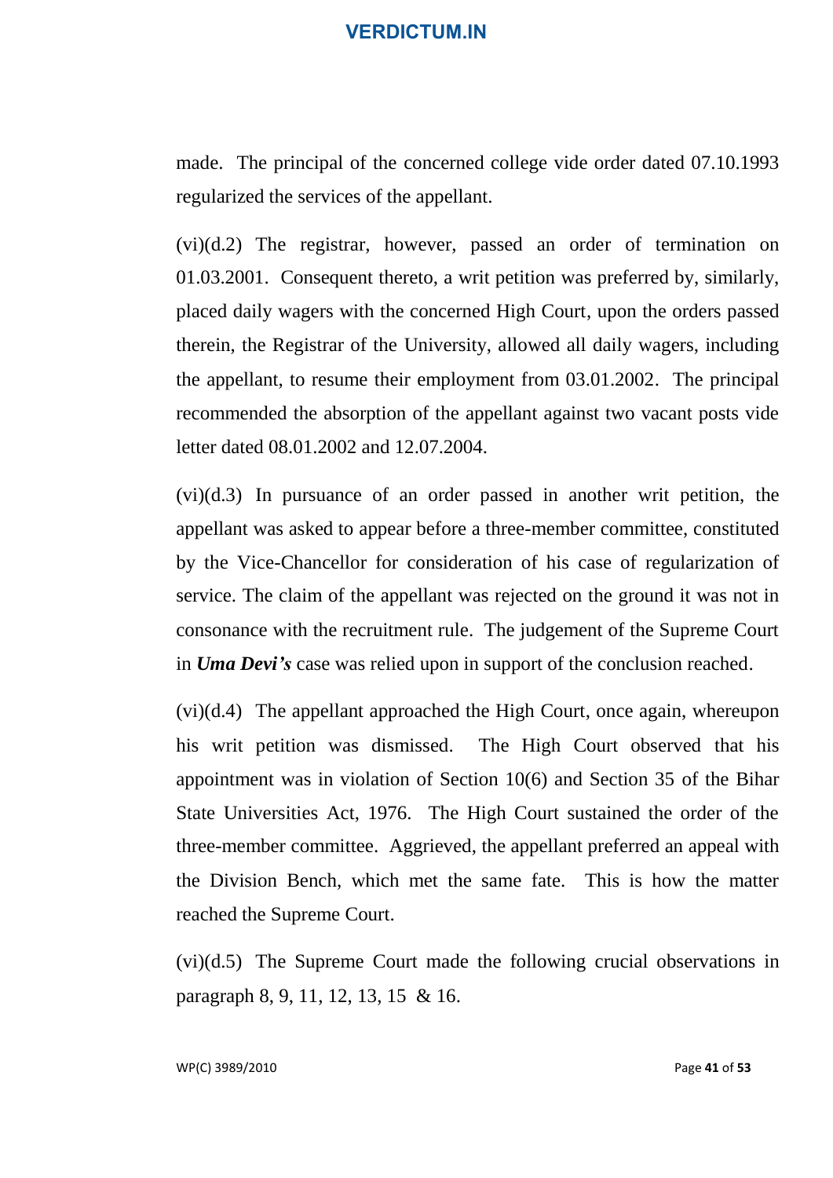made. The principal of the concerned college vide order dated 07.10.1993 regularized the services of the appellant.

(vi)(d.2) The registrar, however, passed an order of termination on 01.03.2001. Consequent thereto, a writ petition was preferred by, similarly, placed daily wagers with the concerned High Court, upon the orders passed therein, the Registrar of the University, allowed all daily wagers, including the appellant, to resume their employment from 03.01.2002. The principal recommended the absorption of the appellant against two vacant posts vide letter dated 08.01.2002 and 12.07.2004.

(vi)(d.3) In pursuance of an order passed in another writ petition, the appellant was asked to appear before a three-member committee, constituted by the Vice-Chancellor for consideration of his case of regularization of service. The claim of the appellant was rejected on the ground it was not in consonance with the recruitment rule. The judgement of the Supreme Court in ***Uma Devi's*** case was relied upon in support of the conclusion reached.

(vi)(d.4) The appellant approached the High Court, once again, whereupon his writ petition was dismissed. The High Court observed that his appointment was in violation of Section 10(6) and Section 35 of the Bihar State Universities Act, 1976. The High Court sustained the order of the three-member committee. Aggrieved, the appellant preferred an appeal with the Division Bench, which met the same fate. This is how the matter reached the Supreme Court.

(vi)(d.5) The Supreme Court made the following crucial observations in paragraph 8, 9, 11, 12, 13, 15 & 16.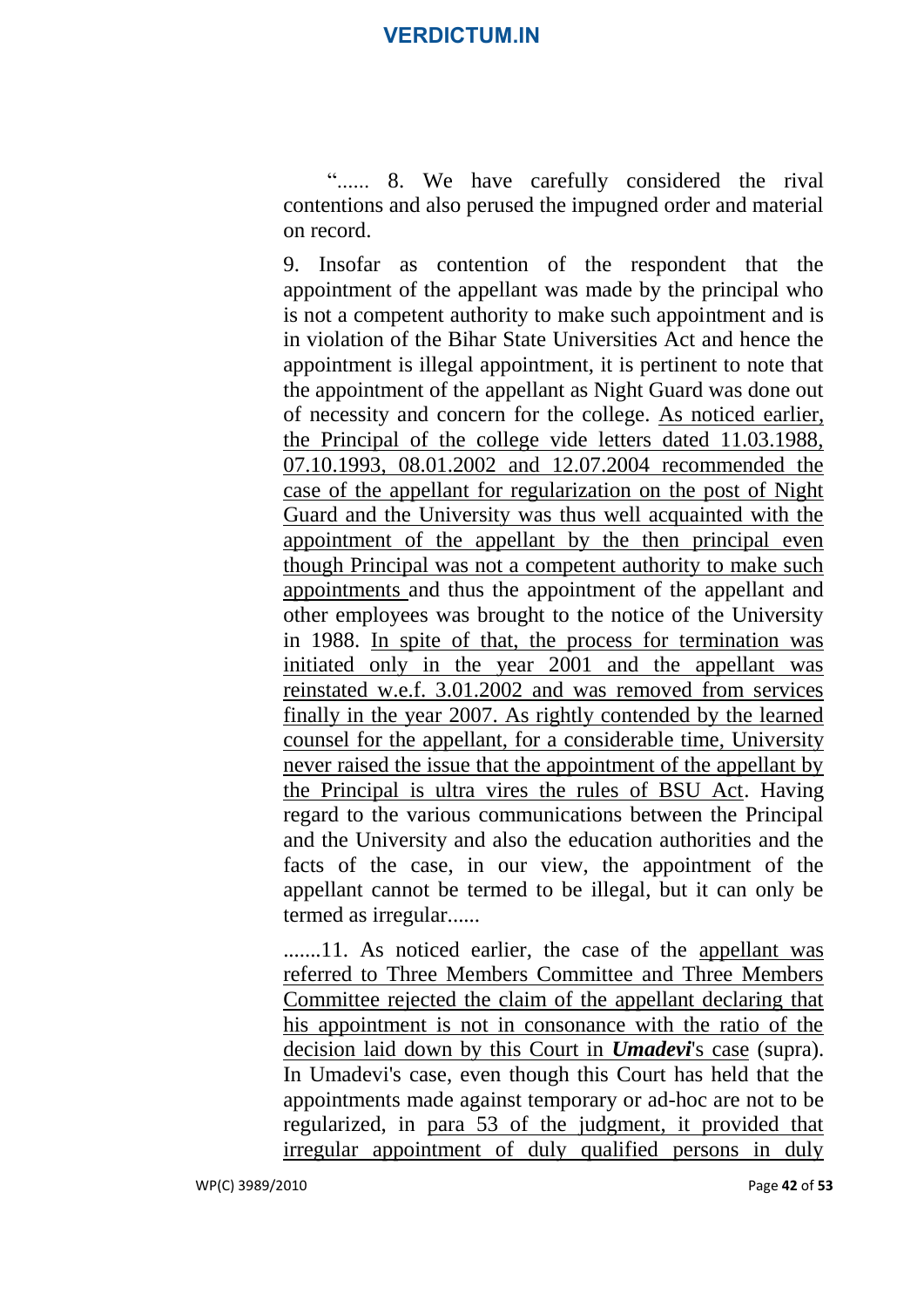"...... 8. We have carefully considered the rival contentions and also perused the impugned order and material on record.

9. Insofar as contention of the respondent that the appointment of the appellant was made by the principal who is not a competent authority to make such appointment and is in violation of the Bihar State Universities Act and hence the appointment is illegal appointment, it is pertinent to note that the appointment of the appellant as Night Guard was done out of necessity and concern for the college. <u>As noticed earlier, the Principal of the college vide letters dated 11.03.1988, 07.10.1993, 08.01.2002 and 12.07.2004 recommended the case of the appellant for regularization on the post of Night Guard and the University was thus well acquainted with the appointment of the appellant by the then principal even though Principal was not a competent authority to make such appointments</u> and thus the appointment of the appellant and other employees was brought to the notice of the University in 1988. <u>In spite of that, the process for termination was initiated only in the year 2001 and the appellant was reinstated w.e.f. 3.01.2002 and was removed from services finally in the year 2007. As rightly contended by the learned counsel for the appellant, for a considerable time, University never raised the issue that the appointment of the appellant by the Principal is ultra vires the rules of BSU Act</u>. Having regard to the various communications between the Principal and the University and also the education authorities and the facts of the case, in our view, the appointment of the appellant cannot be termed to be illegal, but it can only be termed as irregular......

.......11. As noticed earlier, the case of the <u>appellant was referred to Three Members Committee and Three Members Committee rejected the claim of the appellant declaring that his appointment is not in consonance with the ratio of the decision laid down by this Court in ***Umadevi***'s case</u> (supra). In Umadevi's case, even though this Court has held that the appointments made against temporary or ad-hoc are not to be regularized, in <u>para 53 of the judgment, it provided that irregular appointment of duly qualified persons in duly</u>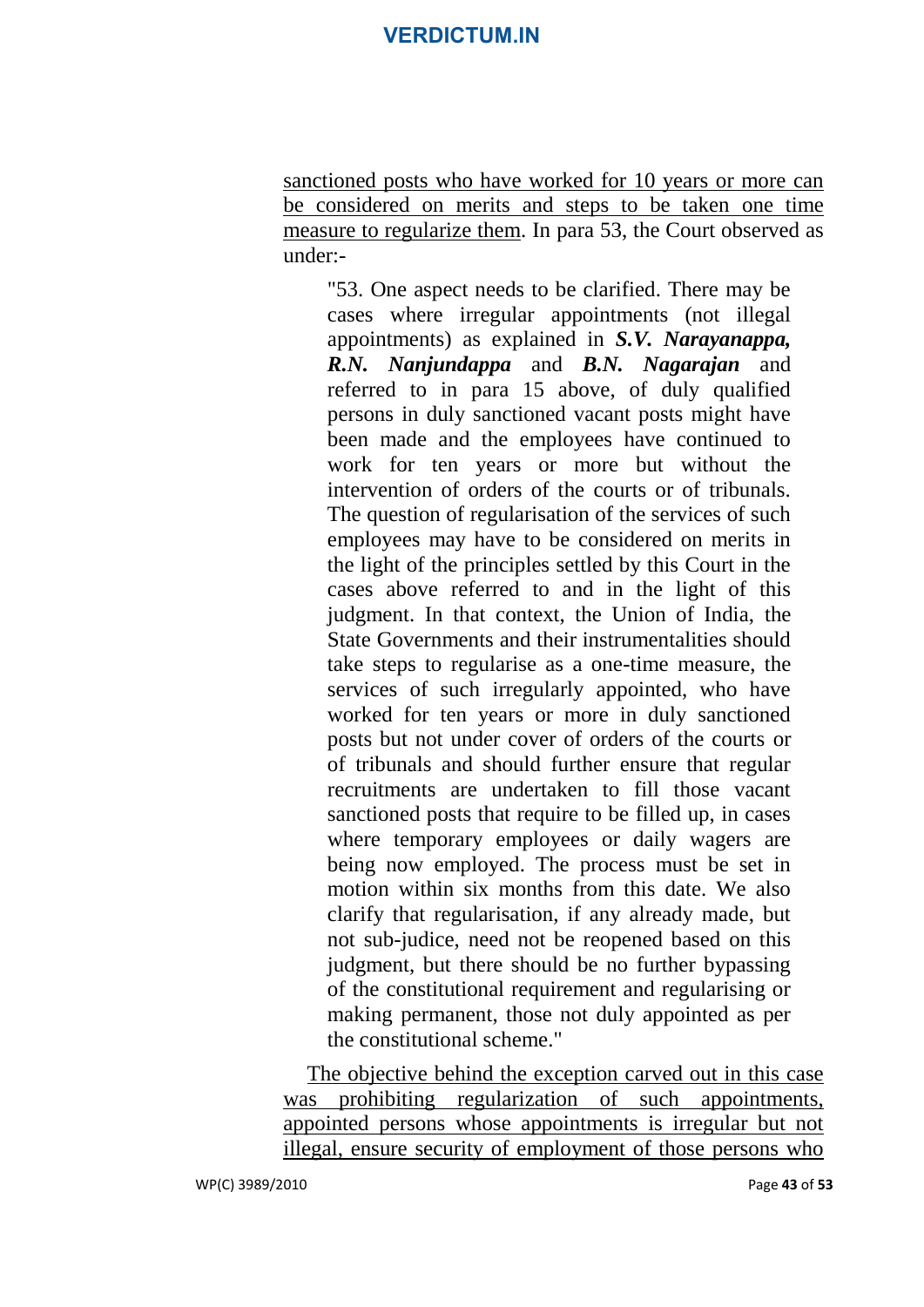sanctioned posts who have worked for 10 years or more can be considered on merits and steps to be taken one time measure to regularize them. In para 53, the Court observed as under:-

> "53. One aspect needs to be clarified. There may be cases where irregular appointments (not illegal appointments) as explained in ***S.V. Narayanappa, R.N. Nanjundappa*** and ***B.N. Nagarajan*** and referred to in para 15 above, of duly qualified persons in duly sanctioned vacant posts might have been made and the employees have continued to work for ten years or more but without the intervention of orders of the courts or of tribunals. The question of regularisation of the services of such employees may have to be considered on merits in the light of the principles settled by this Court in the cases above referred to and in the light of this judgment. In that context, the Union of India, the State Governments and their instrumentalities should take steps to regularise as a one-time measure, the services of such irregularly appointed, who have worked for ten years or more in duly sanctioned posts but not under cover of orders of the courts or of tribunals and should further ensure that regular recruitments are undertaken to fill those vacant sanctioned posts that require to be filled up, in cases where temporary employees or daily wagers are being now employed. The process must be set in motion within six months from this date. We also clarify that regularisation, if any already made, but not sub-judice, need not be reopened based on this judgment, but there should be no further bypassing of the constitutional requirement and regularising or making permanent, those not duly appointed as per the constitutional scheme."

The objective behind the exception carved out in this case was prohibiting regularization of such appointments, appointed persons whose appointments is irregular but not illegal, ensure security of employment of those persons who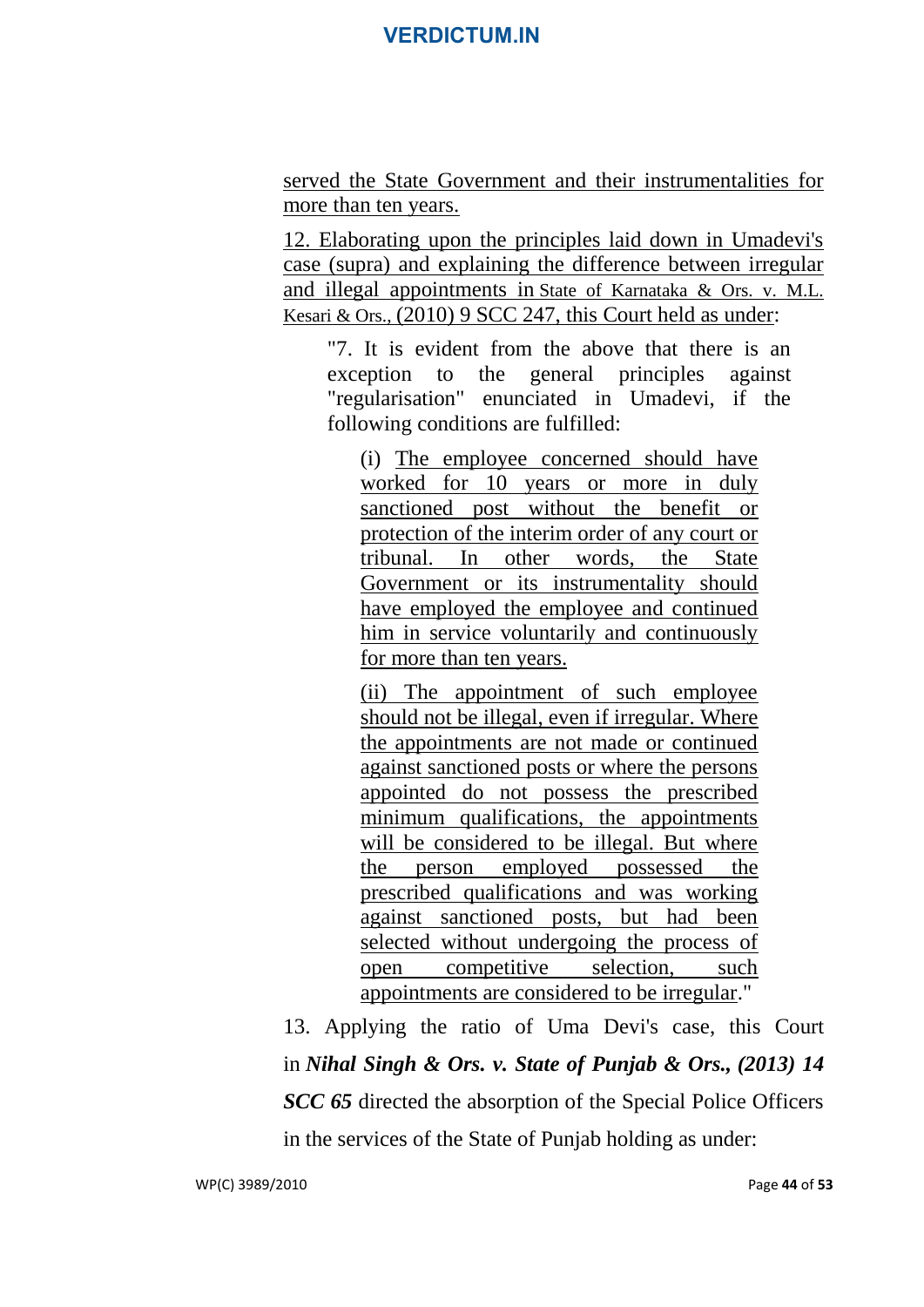served the State Government and their instrumentalities for more than ten years.

12. Elaborating upon the principles laid down in Umadevi's case (supra) and explaining the difference between irregular and illegal appointments in State of Karnataka & Ors. v. M.L. Kesari & Ors., (2010) 9 SCC 247, this Court held as under:

> "7. It is evident from the above that there is an exception to the general principles against "regularisation" enunciated in Umadevi, if the following conditions are fulfilled:
>
> > (i) The employee concerned should have worked for 10 years or more in duly sanctioned post without the benefit or protection of the interim order of any court or tribunal. In other words, the State Government or its instrumentality should have employed the employee and continued him in service voluntarily and continuously for more than ten years.
> >
> > (ii) The appointment of such employee should not be illegal, even if irregular. Where the appointments are not made or continued against sanctioned posts or where the persons appointed do not possess the prescribed minimum qualifications, the appointments will be considered to be illegal. But where the person employed possessed the prescribed qualifications and was working against sanctioned posts, but had been selected without undergoing the process of open competitive selection, such appointments are considered to be irregular."

13. Applying the ratio of Uma Devi's case, this Court in ***Nihal Singh & Ors. v. State of Punjab & Ors., (2013) 14 SCC 65*** directed the absorption of the Special Police Officers in the services of the State of Punjab holding as under: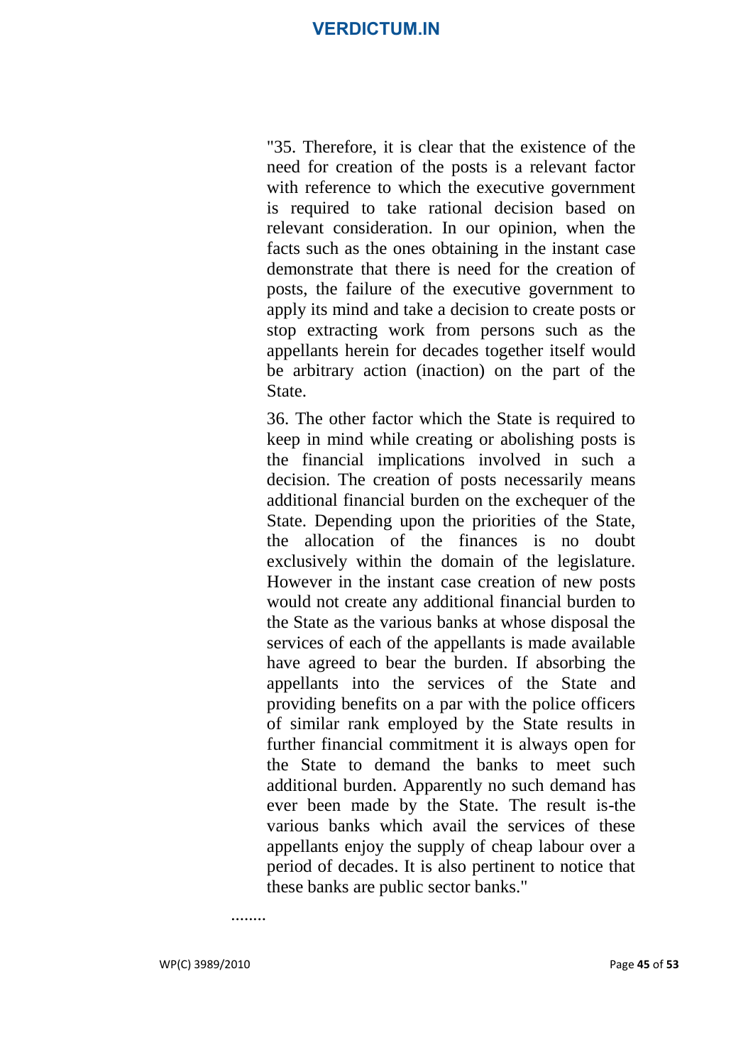> "35. Therefore, it is clear that the existence of the need for creation of the posts is a relevant factor with reference to which the executive government is required to take rational decision based on relevant consideration. In our opinion, when the facts such as the ones obtaining in the instant case demonstrate that there is need for the creation of posts, the failure of the executive government to apply its mind and take a decision to create posts or stop extracting work from persons such as the appellants herein for decades together itself would be arbitrary action (inaction) on the part of the State.
>
> 36. The other factor which the State is required to keep in mind while creating or abolishing posts is the financial implications involved in such a decision. The creation of posts necessarily means additional financial burden on the exchequer of the State. Depending upon the priorities of the State, the allocation of the finances is no doubt exclusively within the domain of the legislature. However in the instant case creation of new posts would not create any additional financial burden to the State as the various banks at whose disposal the services of each of the appellants is made available have agreed to bear the burden. If absorbing the appellants into the services of the State and providing benefits on a par with the police officers of similar rank employed by the State results in further financial commitment it is always open for the State to demand the banks to meet such additional burden. Apparently no such demand has ever been made by the State. The result is-the various banks which avail the services of these appellants enjoy the supply of cheap labour over a period of decades. It is also pertinent to notice that these banks are public sector banks."

........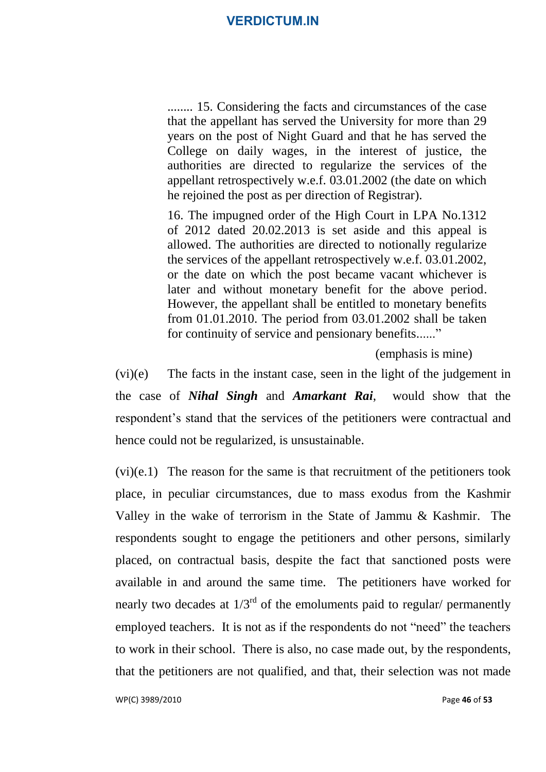> ........ 15. Considering the facts and circumstances of the case that the appellant has served the University for more than 29 years on the post of Night Guard and that he has served the College on daily wages, in the interest of justice, the authorities are directed to regularize the services of the appellant retrospectively w.e.f. 03.01.2002 (the date on which he rejoined the post as per direction of Registrar).
>
> 16. The impugned order of the High Court in LPA No.1312 of 2012 dated 20.02.2013 is set aside and this appeal is allowed. The authorities are directed to notionally regularize the services of the appellant retrospectively w.e.f. 03.01.2002, or the date on which the post became vacant whichever is later and without monetary benefit for the above period. However, the appellant shall be entitled to monetary benefits from 01.01.2010. The period from 03.01.2002 shall be taken for continuity of service and pensionary benefits......"

(emphasis is mine)

(vi)(e) The facts in the instant case, seen in the light of the judgement in the case of ***Nihal Singh*** and ***Amarkant Rai***, would show that the respondent's stand that the services of the petitioners were contractual and hence could not be regularized, is unsustainable.

(vi)(e.1) The reason for the same is that recruitment of the petitioners took place, in peculiar circumstances, due to mass exodus from the Kashmir Valley in the wake of terrorism in the State of Jammu & Kashmir. The respondents sought to engage the petitioners and other persons, similarly placed, on contractual basis, despite the fact that sanctioned posts were available in and around the same time. The petitioners have worked for nearly two decades at 1/3rd of the emoluments paid to regular/ permanently employed teachers. It is not as if the respondents do not "need" the teachers to work in their school. There is also, no case made out, by the respondents, that the petitioners are not qualified, and that, their selection was not made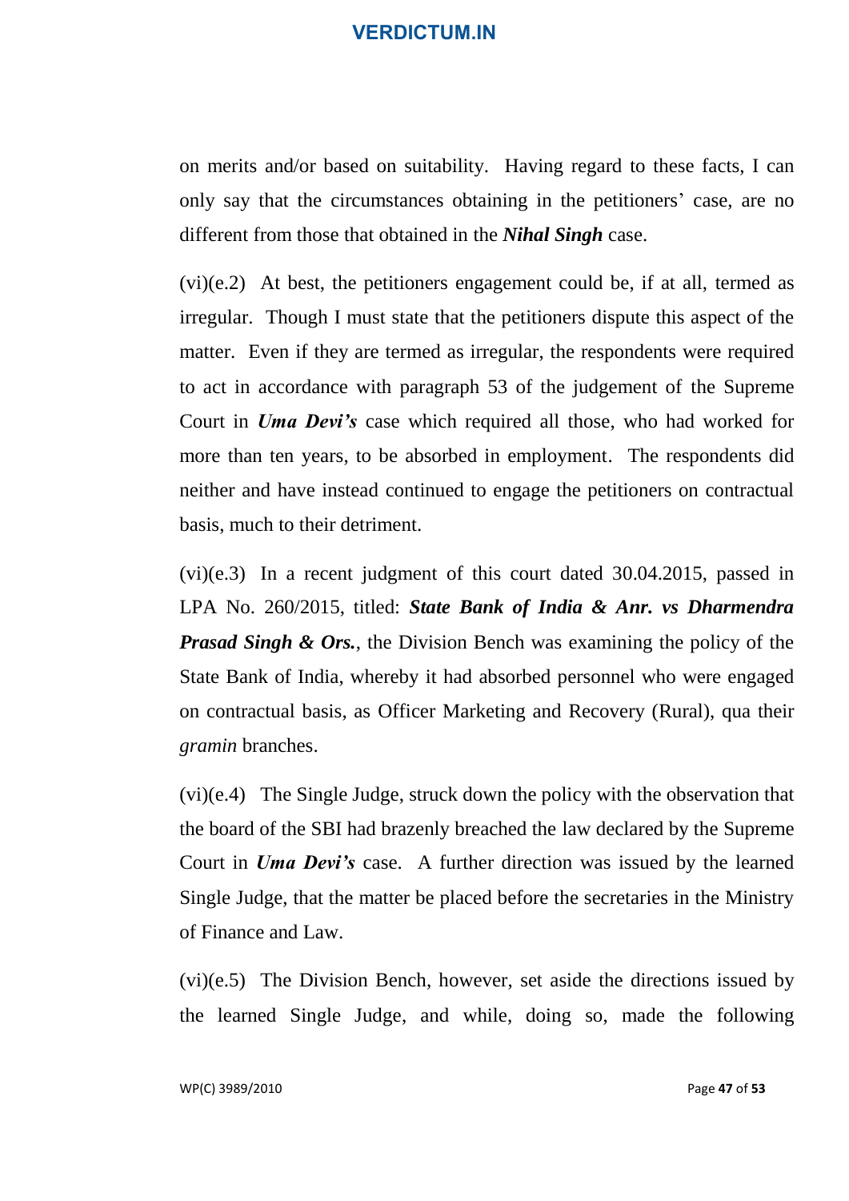on merits and/or based on suitability. Having regard to these facts, I can only say that the circumstances obtaining in the petitioners' case, are no different from those that obtained in the ***Nihal Singh*** case.

(vi)(e.2) At best, the petitioners engagement could be, if at all, termed as irregular. Though I must state that the petitioners dispute this aspect of the matter. Even if they are termed as irregular, the respondents were required to act in accordance with paragraph 53 of the judgement of the Supreme Court in ***Uma Devi's*** case which required all those, who had worked for more than ten years, to be absorbed in employment. The respondents did neither and have instead continued to engage the petitioners on contractual basis, much to their detriment.

(vi)(e.3) In a recent judgment of this court dated 30.04.2015, passed in LPA No. 260/2015, titled: ***State Bank of India & Anr. vs Dharmendra Prasad Singh & Ors.***, the Division Bench was examining the policy of the State Bank of India, whereby it had absorbed personnel who were engaged on contractual basis, as Officer Marketing and Recovery (Rural), qua their *gramin* branches.

(vi)(e.4) The Single Judge, struck down the policy with the observation that the board of the SBI had brazenly breached the law declared by the Supreme Court in ***Uma Devi's*** case. A further direction was issued by the learned Single Judge, that the matter be placed before the secretaries in the Ministry of Finance and Law.

(vi)(e.5) The Division Bench, however, set aside the directions issued by the learned Single Judge, and while, doing so, made the following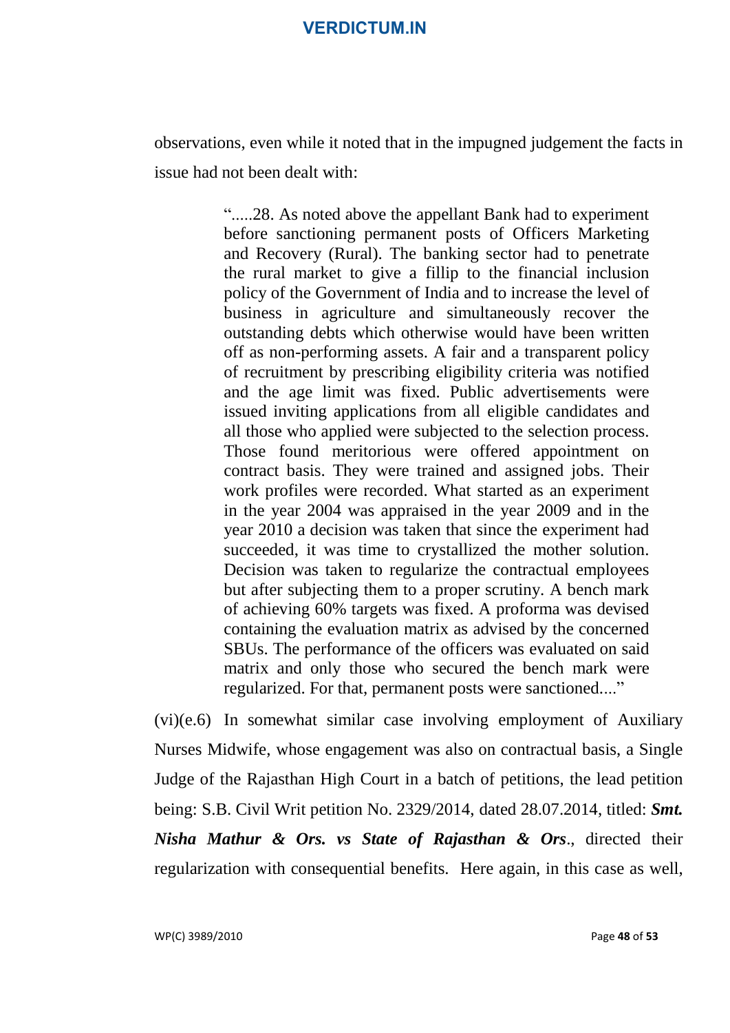observations, even while it noted that in the impugned judgement the facts in issue had not been dealt with:

> ".....28. As noted above the appellant Bank had to experiment before sanctioning permanent posts of Officers Marketing and Recovery (Rural). The banking sector had to penetrate the rural market to give a fillip to the financial inclusion policy of the Government of India and to increase the level of business in agriculture and simultaneously recover the outstanding debts which otherwise would have been written off as non-performing assets. A fair and a transparent policy of recruitment by prescribing eligibility criteria was notified and the age limit was fixed. Public advertisements were issued inviting applications from all eligible candidates and all those who applied were subjected to the selection process. Those found meritorious were offered appointment on contract basis. They were trained and assigned jobs. Their work profiles were recorded. What started as an experiment in the year 2004 was appraised in the year 2009 and in the year 2010 a decision was taken that since the experiment had succeeded, it was time to crystallized the mother solution. Decision was taken to regularize the contractual employees but after subjecting them to a proper scrutiny. A bench mark of achieving 60% targets was fixed. A proforma was devised containing the evaluation matrix as advised by the concerned SBUs. The performance of the officers was evaluated on said matrix and only those who secured the bench mark were regularized. For that, permanent posts were sanctioned...."

(vi)(e.6) In somewhat similar case involving employment of Auxiliary Nurses Midwife, whose engagement was also on contractual basis, a Single Judge of the Rajasthan High Court in a batch of petitions, the lead petition being: S.B. Civil Writ petition No. 2329/2014, dated 28.07.2014, titled: ***Smt. Nisha Mathur & Ors. vs State of Rajasthan & Ors***., directed their regularization with consequential benefits. Here again, in this case as well,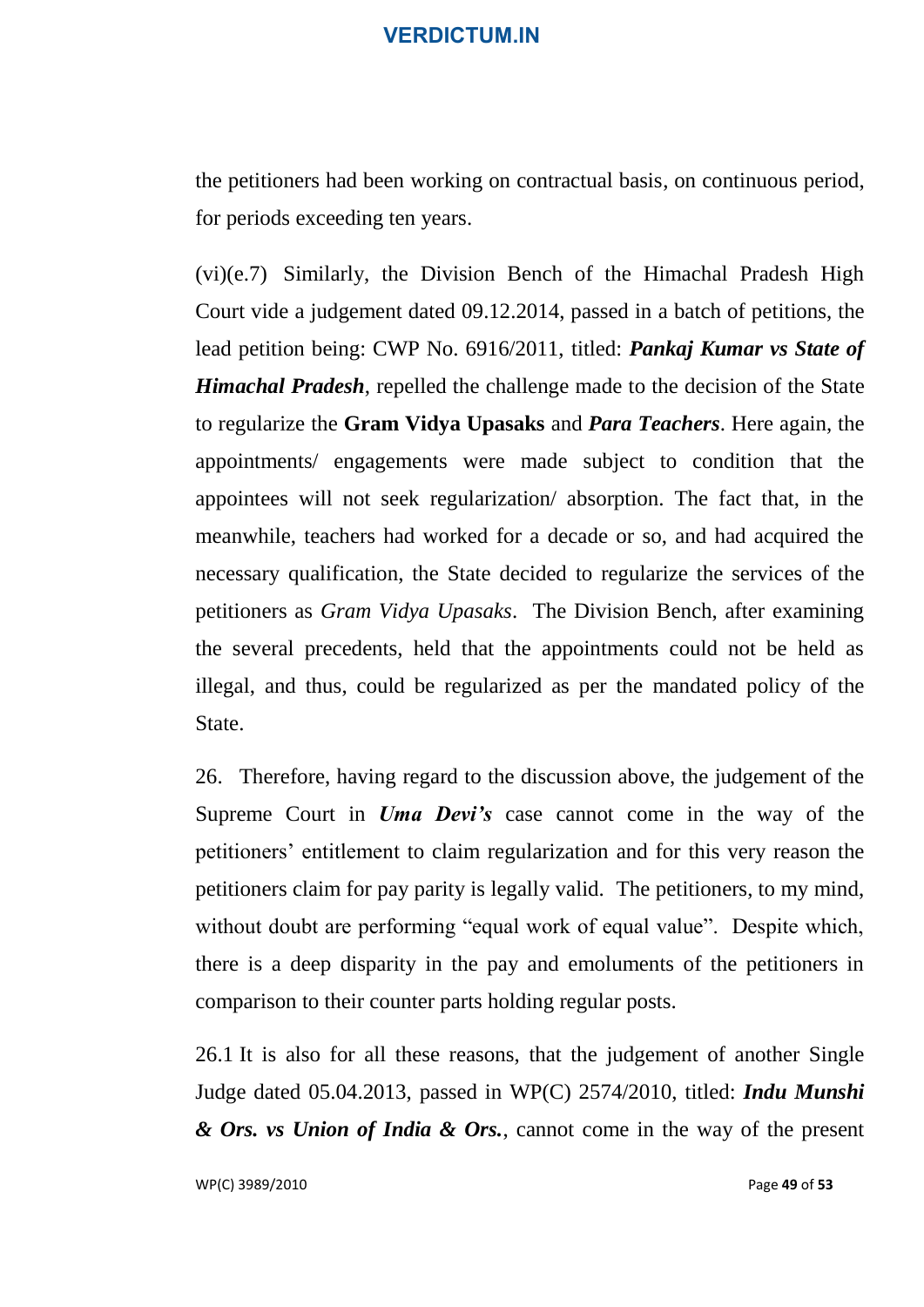the petitioners had been working on contractual basis, on continuous period, for periods exceeding ten years.

(vi)(e.7) Similarly, the Division Bench of the Himachal Pradesh High Court vide a judgement dated 09.12.2014, passed in a batch of petitions, the lead petition being: CWP No. 6916/2011, titled: ***Pankaj Kumar vs State of Himachal Pradesh***, repelled the challenge made to the decision of the State to regularize the **Gram Vidya Upasaks** and ***Para Teachers***. Here again, the appointments/ engagements were made subject to condition that the appointees will not seek regularization/ absorption. The fact that, in the meanwhile, teachers had worked for a decade or so, and had acquired the necessary qualification, the State decided to regularize the services of the petitioners as *Gram Vidya Upasaks*. The Division Bench, after examining the several precedents, held that the appointments could not be held as illegal, and thus, could be regularized as per the mandated policy of the State.

26. Therefore, having regard to the discussion above, the judgement of the Supreme Court in ***Uma Devi's*** case cannot come in the way of the petitioners' entitlement to claim regularization and for this very reason the petitioners claim for pay parity is legally valid. The petitioners, to my mind, without doubt are performing "equal work of equal value". Despite which, there is a deep disparity in the pay and emoluments of the petitioners in comparison to their counter parts holding regular posts.

26.1 It is also for all these reasons, that the judgement of another Single Judge dated 05.04.2013, passed in WP(C) 2574/2010, titled: ***Indu Munshi & Ors. vs Union of India & Ors.***, cannot come in the way of the present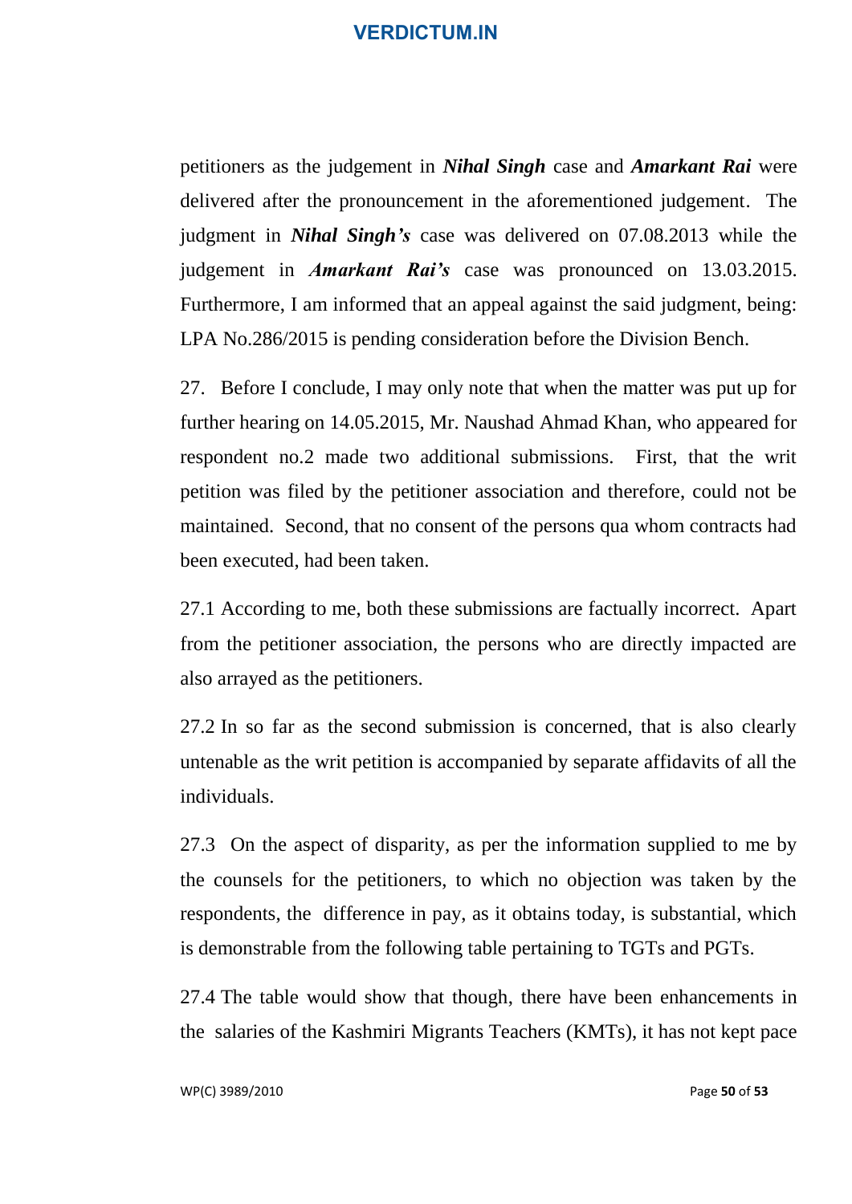petitioners as the judgement in ***Nihal Singh*** case and ***Amarkant Rai*** were delivered after the pronouncement in the aforementioned judgement. The judgment in ***Nihal Singh's*** case was delivered on 07.08.2013 while the judgement in ***Amarkant Rai's*** case was pronounced on 13.03.2015. Furthermore, I am informed that an appeal against the said judgment, being: LPA No.286/2015 is pending consideration before the Division Bench.

27. Before I conclude, I may only note that when the matter was put up for further hearing on 14.05.2015, Mr. Naushad Ahmad Khan, who appeared for respondent no.2 made two additional submissions. First, that the writ petition was filed by the petitioner association and therefore, could not be maintained. Second, that no consent of the persons qua whom contracts had been executed, had been taken.

27.1 According to me, both these submissions are factually incorrect. Apart from the petitioner association, the persons who are directly impacted are also arrayed as the petitioners.

27.2 In so far as the second submission is concerned, that is also clearly untenable as the writ petition is accompanied by separate affidavits of all the individuals.

27.3 On the aspect of disparity, as per the information supplied to me by the counsels for the petitioners, to which no objection was taken by the respondents, the difference in pay, as it obtains today, is substantial, which is demonstrable from the following table pertaining to TGTs and PGTs.

27.4 The table would show that though, there have been enhancements in the salaries of the Kashmiri Migrants Teachers (KMTs), it has not kept pace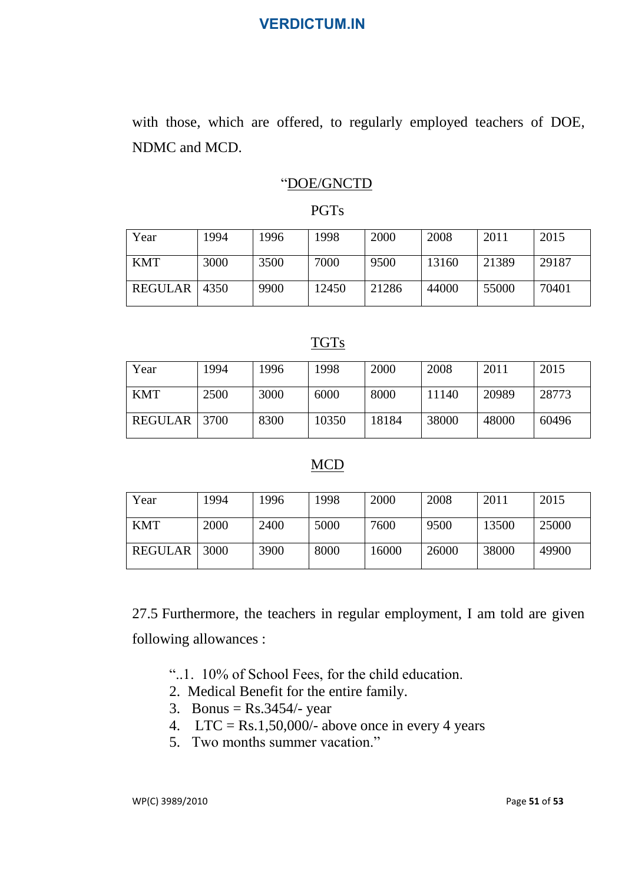with those, which are offered, to regularly employed teachers of DOE, NDMC and MCD.

"DOE/GNCTD

PGTs

| Year | 1994 | 1996 | 1998 | 2000 | 2008 | 2011 | 2015 |
|---|---|---|---|---|---|---|---|
| KMT | 3000 | 3500 | 7000 | 9500 | 13160 | 21389 | 29187 |
| REGULAR | 4350 | 9900 | 12450 | 21286 | 44000 | 55000 | 70401 |

TGTs

| Year | 1994 | 1996 | 1998 | 2000 | 2008 | 2011 | 2015 |
|---|---|---|---|---|---|---|---|
| KMT | 2500 | 3000 | 6000 | 8000 | 11140 | 20989 | 28773 |
| REGULAR | 3700 | 8300 | 10350 | 18184 | 38000 | 48000 | 60496 |

MCD

| Year | 1994 | 1996 | 1998 | 2000 | 2008 | 2011 | 2015 |
|---|---|---|---|---|---|---|---|
| KMT | 2000 | 2400 | 5000 | 7600 | 9500 | 13500 | 25000 |
| REGULAR | 3000 | 3900 | 8000 | 16000 | 26000 | 38000 | 49900 |

27.5 Furthermore, the teachers in regular employment, I am told are given following allowances :

"..1. 10% of School Fees, for the child education.
2. Medical Benefit for the entire family.
3. Bonus = Rs.3454/- year
4. LTC = Rs.1,50,000/- above once in every 4 years
5. Two months summer vacation."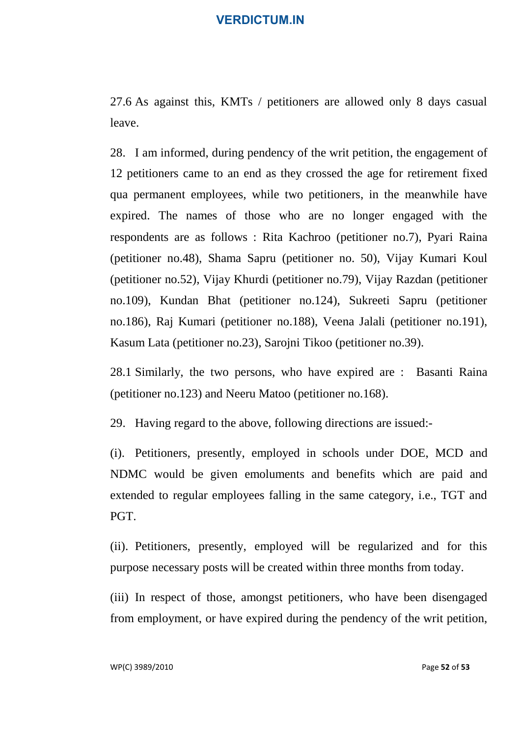27.6 As against this, KMTs / petitioners are allowed only 8 days casual leave.

28. I am informed, during pendency of the writ petition, the engagement of 12 petitioners came to an end as they crossed the age for retirement fixed qua permanent employees, while two petitioners, in the meanwhile have expired. The names of those who are no longer engaged with the respondents are as follows : Rita Kachroo (petitioner no.7), Pyari Raina (petitioner no.48), Shama Sapru (petitioner no. 50), Vijay Kumari Koul (petitioner no.52), Vijay Khurdi (petitioner no.79), Vijay Razdan (petitioner no.109), Kundan Bhat (petitioner no.124), Sukreeti Sapru (petitioner no.186), Raj Kumari (petitioner no.188), Veena Jalali (petitioner no.191), Kasum Lata (petitioner no.23), Sarojni Tikoo (petitioner no.39).

28.1 Similarly, the two persons, who have expired are : Basanti Raina (petitioner no.123) and Neeru Matoo (petitioner no.168).

29. Having regard to the above, following directions are issued:-

(i). Petitioners, presently, employed in schools under DOE, MCD and NDMC would be given emoluments and benefits which are paid and extended to regular employees falling in the same category, i.e., TGT and PGT.

(ii). Petitioners, presently, employed will be regularized and for this purpose necessary posts will be created within three months from today.

(iii) In respect of those, amongst petitioners, who have been disengaged from employment, or have expired during the pendency of the writ petition,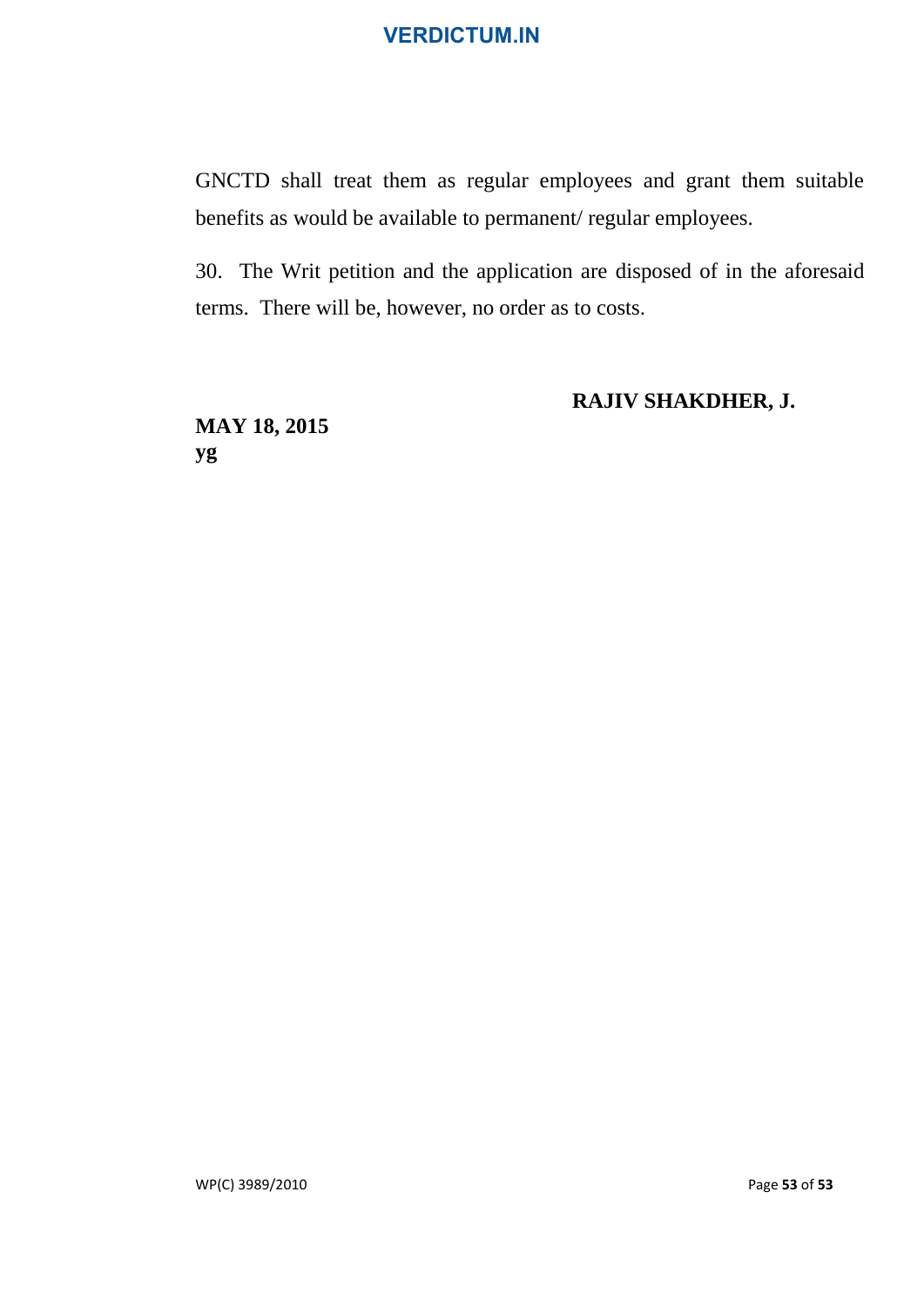GNCTD shall treat them as regular employees and grant them suitable benefits as would be available to permanent/ regular employees.

30. The Writ petition and the application are disposed of in the aforesaid terms. There will be, however, no order as to costs.

**RAJIV SHAKDHER, J.**

**MAY 18, 2015**
**yg**